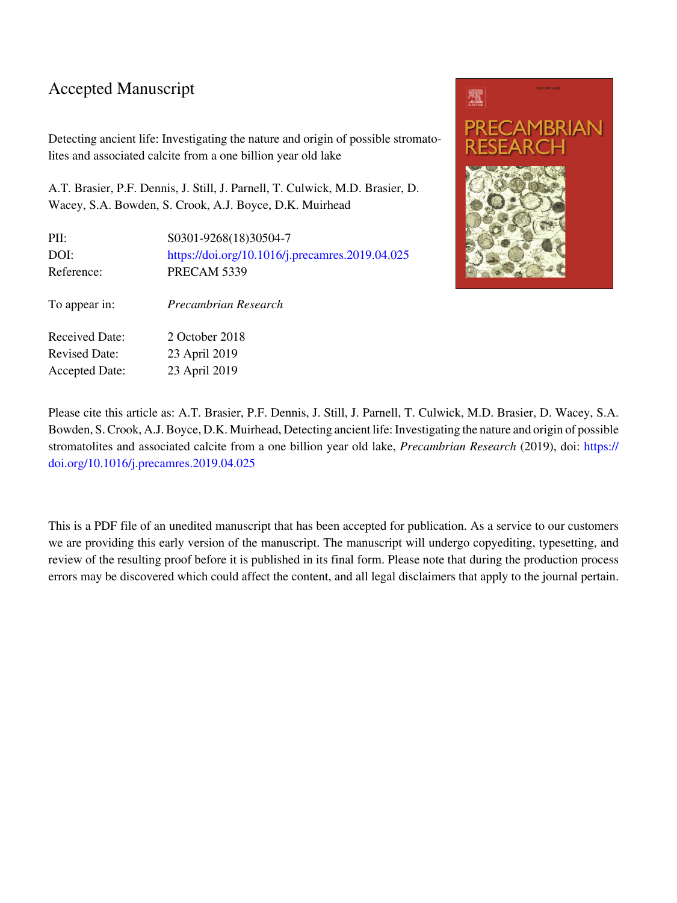# Accepted Manuscript

Detecting ancient life: Investigating the nature and origin of possible stromatolites and associated calcite from a one billion year old lake

A.T. Brasier, P.F. Dennis, J. Still, J. Parnell, T. Culwick, M.D. Brasier, D. Wacey, S.A. Bowden, S. Crook, A.J. Boyce, D.K. Muirhead

| | |
|---|---|
| PII: | S0301-9268(18)30504-7 |
| DOI: | https://doi.org/10.1016/j.precamres.2019.04.025 |
| Reference: | PRECAM 5339 |
| To appear in: | *Precambrian Research* |
| Received Date: | 2 October 2018 |
| Revised Date: | 23 April 2019 |
| Accepted Date: | 23 April 2019 |

Please cite this article as: A.T. Brasier, P.F. Dennis, J. Still, J. Parnell, T. Culwick, M.D. Brasier, D. Wacey, S.A. Bowden, S. Crook, A.J. Boyce, D.K. Muirhead, Detecting ancient life: Investigating the nature and origin of possible stromatolites and associated calcite from a one billion year old lake, *Precambrian Research* (2019), doi: https://doi.org/10.1016/j.precamres.2019.04.025

This is a PDF file of an unedited manuscript that has been accepted for publication. As a service to our customers we are providing this early version of the manuscript. The manuscript will undergo copyediting, typesetting, and review of the resulting proof before it is published in its final form. Please note that during the production process errors may be discovered which could affect the content, and all legal disclaimers that apply to the journal pertain.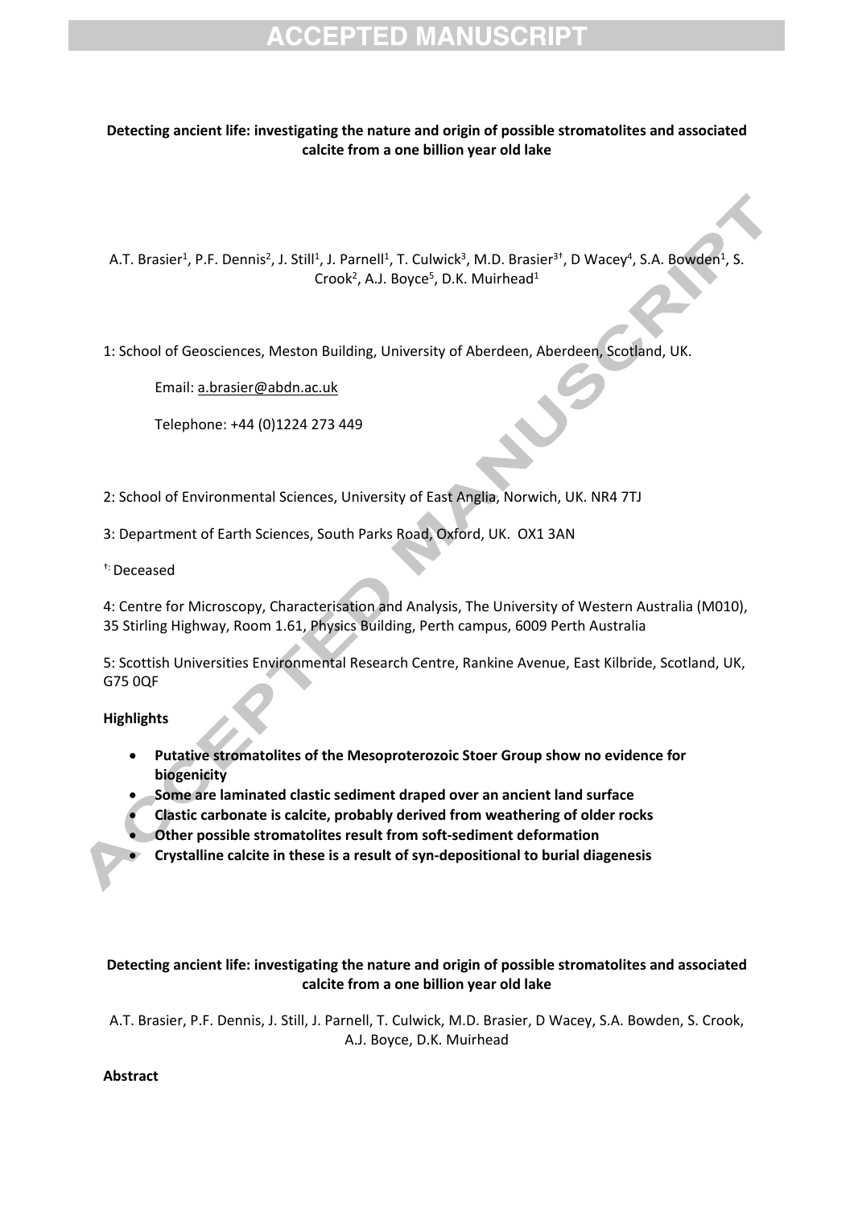**Detecting ancient life: investigating the nature and origin of possible stromatolites and associated calcite from a one billion year old lake**

A.T. Brasier[1], P.F. Dennis[2], J. Still[1], J. Parnell[1], T. Culwick[3], M.D. Brasier[3†], D Wacey[4], S.A. Bowden[1], S. Crook[2], A.J. Boyce[5], D.K. Muirhead[1]

1: School of Geosciences, Meston Building, University of Aberdeen, Aberdeen, Scotland, UK.

Email: a.brasier@abdn.ac.uk

Telephone: +44 (0)1224 273 449

2: School of Environmental Sciences, University of East Anglia, Norwich, UK. NR4 7TJ

3: Department of Earth Sciences, South Parks Road, Oxford, UK. OX1 3AN

†: Deceased

4: Centre for Microscopy, Characterisation and Analysis, The University of Western Australia (M010), 35 Stirling Highway, Room 1.61, Physics Building, Perth campus, 6009 Perth Australia

5: Scottish Universities Environmental Research Centre, Rankine Avenue, East Kilbride, Scotland, UK, G75 0QF

**Highlights**

- **Putative stromatolites of the Mesoproterozoic Stoer Group show no evidence for biogenicity**
- **Some are laminated clastic sediment draped over an ancient land surface**
- **Clastic carbonate is calcite, probably derived from weathering of older rocks**
- **Other possible stromatolites result from soft-sediment deformation**
- **Crystalline calcite in these is a result of syn-depositional to burial diagenesis**

**Detecting ancient life: investigating the nature and origin of possible stromatolites and associated calcite from a one billion year old lake**

A.T. Brasier, P.F. Dennis, J. Still, J. Parnell, T. Culwick, M.D. Brasier, D Wacey, S.A. Bowden, S. Crook, A.J. Boyce, D.K. Muirhead

**Abstract**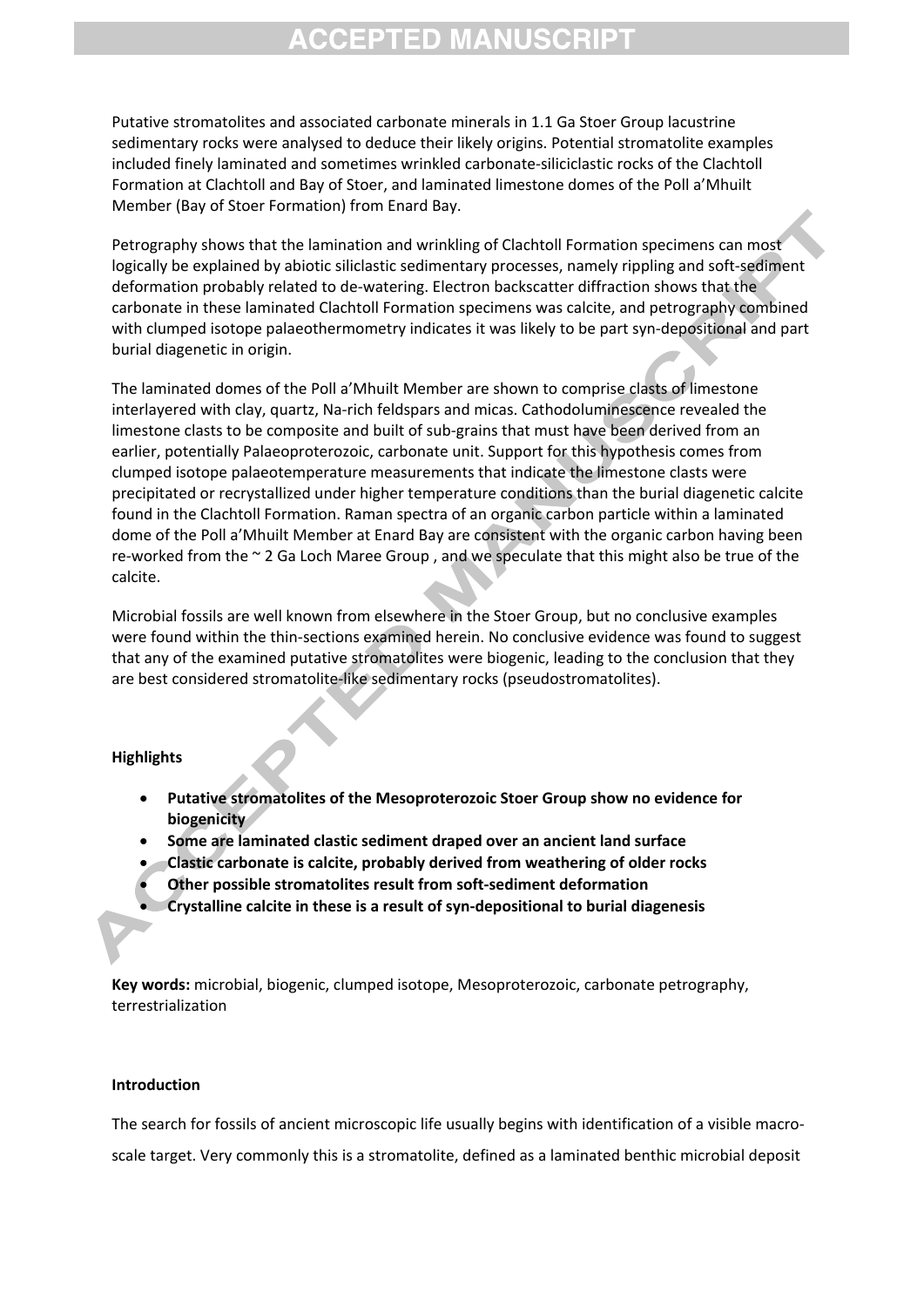Putative stromatolites and associated carbonate minerals in 1.1 Ga Stoer Group lacustrine sedimentary rocks were analysed to deduce their likely origins. Potential stromatolite examples included finely laminated and sometimes wrinkled carbonate-siliciclastic rocks of the Clachtoll Formation at Clachtoll and Bay of Stoer, and laminated limestone domes of the Poll a'Mhuilt Member (Bay of Stoer Formation) from Enard Bay.

Petrography shows that the lamination and wrinkling of Clachtoll Formation specimens can most logically be explained by abiotic siliclastic sedimentary processes, namely rippling and soft-sediment deformation probably related to de-watering. Electron backscatter diffraction shows that the carbonate in these laminated Clachtoll Formation specimens was calcite, and petrography combined with clumped isotope palaeothermometry indicates it was likely to be part syn-depositional and part burial diagenetic in origin.

The laminated domes of the Poll a'Mhuilt Member are shown to comprise clasts of limestone interlayered with clay, quartz, Na-rich feldspars and micas. Cathodoluminescence revealed the limestone clasts to be composite and built of sub-grains that must have been derived from an earlier, potentially Palaeoproterozoic, carbonate unit. Support for this hypothesis comes from clumped isotope palaeotemperature measurements that indicate the limestone clasts were precipitated or recrystallized under higher temperature conditions than the burial diagenetic calcite found in the Clachtoll Formation. Raman spectra of an organic carbon particle within a laminated dome of the Poll a'Mhuilt Member at Enard Bay are consistent with the organic carbon having been re-worked from the ~ 2 Ga Loch Maree Group , and we speculate that this might also be true of the calcite.

Microbial fossils are well known from elsewhere in the Stoer Group, but no conclusive examples were found within the thin-sections examined herein. No conclusive evidence was found to suggest that any of the examined putative stromatolites were biogenic, leading to the conclusion that they are best considered stromatolite-like sedimentary rocks (pseudostromatolites).

**Highlights**

- **Putative stromatolites of the Mesoproterozoic Stoer Group show no evidence for biogenicity**
- **Some are laminated clastic sediment draped over an ancient land surface**
- **Clastic carbonate is calcite, probably derived from weathering of older rocks**
- **Other possible stromatolites result from soft-sediment deformation**
- **Crystalline calcite in these is a result of syn-depositional to burial diagenesis**

**Key words:** microbial, biogenic, clumped isotope, Mesoproterozoic, carbonate petrography, terrestrialization

**Introduction**

The search for fossils of ancient microscopic life usually begins with identification of a visible macro-scale target. Very commonly this is a stromatolite, defined as a laminated benthic microbial deposit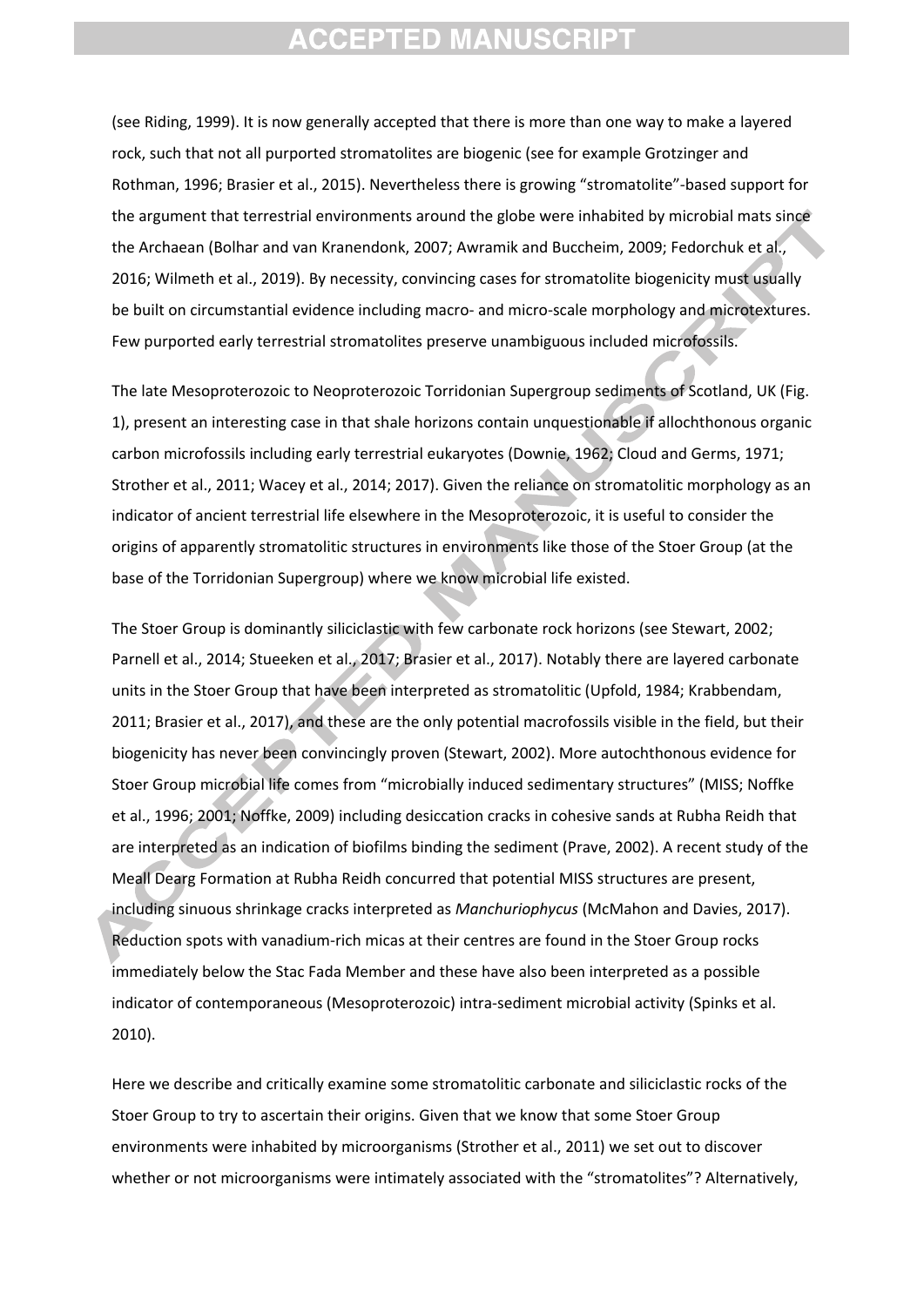(see Riding, 1999). It is now generally accepted that there is more than one way to make a layered rock, such that not all purported stromatolites are biogenic (see for example Grotzinger and Rothman, 1996; Brasier et al., 2015). Nevertheless there is growing "stromatolite"-based support for the argument that terrestrial environments around the globe were inhabited by microbial mats since the Archaean (Bolhar and van Kranendonk, 2007; Awramik and Buccheim, 2009; Fedorchuk et al., 2016; Wilmeth et al., 2019). By necessity, convincing cases for stromatolite biogenicity must usually be built on circumstantial evidence including macro- and micro-scale morphology and microtextures. Few purported early terrestrial stromatolites preserve unambiguous included microfossils.

The late Mesoproterozoic to Neoproterozoic Torridonian Supergroup sediments of Scotland, UK (Fig. 1), present an interesting case in that shale horizons contain unquestionable if allochthonous organic carbon microfossils including early terrestrial eukaryotes (Downie, 1962; Cloud and Germs, 1971; Strother et al., 2011; Wacey et al., 2014; 2017). Given the reliance on stromatolitic morphology as an indicator of ancient terrestrial life elsewhere in the Mesoproterozoic, it is useful to consider the origins of apparently stromatolitic structures in environments like those of the Stoer Group (at the base of the Torridonian Supergroup) where we know microbial life existed.

The Stoer Group is dominantly siliciclastic with few carbonate rock horizons (see Stewart, 2002; Parnell et al., 2014; Stueeken et al., 2017; Brasier et al., 2017). Notably there are layered carbonate units in the Stoer Group that have been interpreted as stromatolitic (Upfold, 1984; Krabbendam, 2011; Brasier et al., 2017), and these are the only potential macrofossils visible in the field, but their biogenicity has never been convincingly proven (Stewart, 2002). More autochthonous evidence for Stoer Group microbial life comes from "microbially induced sedimentary structures" (MISS; Noffke et al., 1996; 2001; Noffke, 2009) including desiccation cracks in cohesive sands at Rubha Reidh that are interpreted as an indication of biofilms binding the sediment (Prave, 2002). A recent study of the Meall Dearg Formation at Rubha Reidh concurred that potential MISS structures are present, including sinuous shrinkage cracks interpreted as *Manchuriophycus* (McMahon and Davies, 2017). Reduction spots with vanadium-rich micas at their centres are found in the Stoer Group rocks immediately below the Stac Fada Member and these have also been interpreted as a possible indicator of contemporaneous (Mesoproterozoic) intra-sediment microbial activity (Spinks et al. 2010).

Here we describe and critically examine some stromatolitic carbonate and siliciclastic rocks of the Stoer Group to try to ascertain their origins. Given that we know that some Stoer Group environments were inhabited by microorganisms (Strother et al., 2011) we set out to discover whether or not microorganisms were intimately associated with the "stromatolites"? Alternatively,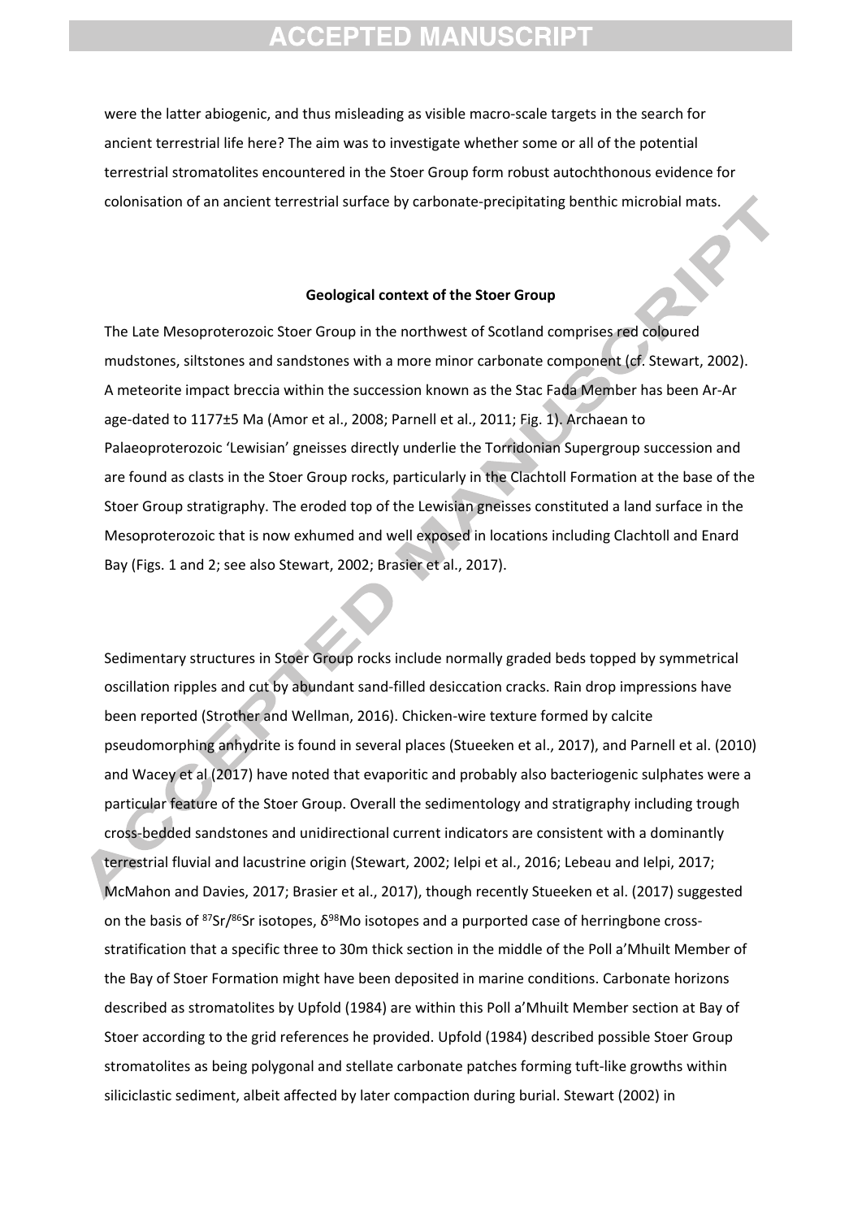were the latter abiogenic, and thus misleading as visible macro-scale targets in the search for ancient terrestrial life here? The aim was to investigate whether some or all of the potential terrestrial stromatolites encountered in the Stoer Group form robust autochthonous evidence for colonisation of an ancient terrestrial surface by carbonate-precipitating benthic microbial mats.

## Geological context of the Stoer Group

The Late Mesoproterozoic Stoer Group in the northwest of Scotland comprises red coloured mudstones, siltstones and sandstones with a more minor carbonate component (cf. Stewart, 2002). A meteorite impact breccia within the succession known as the Stac Fada Member has been Ar-Ar age-dated to 1177±5 Ma (Amor et al., 2008; Parnell et al., 2011; Fig. 1). Archaean to Palaeoproterozoic 'Lewisian' gneisses directly underlie the Torridonian Supergroup succession and are found as clasts in the Stoer Group rocks, particularly in the Clachtoll Formation at the base of the Stoer Group stratigraphy. The eroded top of the Lewisian gneisses constituted a land surface in the Mesoproterozoic that is now exhumed and well exposed in locations including Clachtoll and Enard Bay (Figs. 1 and 2; see also Stewart, 2002; Brasier et al., 2017).

Sedimentary structures in Stoer Group rocks include normally graded beds topped by symmetrical oscillation ripples and cut by abundant sand-filled desiccation cracks. Rain drop impressions have been reported (Strother and Wellman, 2016). Chicken-wire texture formed by calcite pseudomorphing anhydrite is found in several places (Stueeken et al., 2017), and Parnell et al. (2010) and Wacey et al (2017) have noted that evaporitic and probably also bacteriogenic sulphates were a particular feature of the Stoer Group. Overall the sedimentology and stratigraphy including trough cross-bedded sandstones and unidirectional current indicators are consistent with a dominantly terrestrial fluvial and lacustrine origin (Stewart, 2002; Ielpi et al., 2016; Lebeau and Ielpi, 2017; McMahon and Davies, 2017; Brasier et al., 2017), though recently Stueeken et al. (2017) suggested on the basis of $^{87}Sr/^{86}Sr$ isotopes, $\delta^{98}Mo$ isotopes and a purported case of herringbone cross-stratification that a specific three to 30m thick section in the middle of the Poll a'Mhuilt Member of the Bay of Stoer Formation might have been deposited in marine conditions. Carbonate horizons described as stromatolites by Upfold (1984) are within this Poll a'Mhuilt Member section at Bay of Stoer according to the grid references he provided. Upfold (1984) described possible Stoer Group stromatolites as being polygonal and stellate carbonate patches forming tuft-like growths within siliciclastic sediment, albeit affected by later compaction during burial. Stewart (2002) in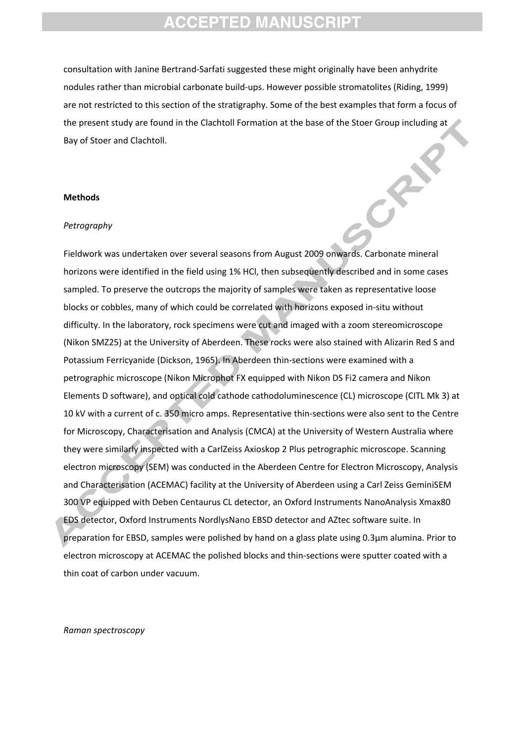consultation with Janine Bertrand-Sarfati suggested these might originally have been anhydrite nodules rather than microbial carbonate build-ups. However possible stromatolites (Riding, 1999) are not restricted to this section of the stratigraphy. Some of the best examples that form a focus of the present study are found in the Clachtoll Formation at the base of the Stoer Group including at Bay of Stoer and Clachtoll.

## Methods

### *Petrography*

Fieldwork was undertaken over several seasons from August 2009 onwards. Carbonate mineral horizons were identified in the field using 1% HCl, then subsequently described and in some cases sampled. To preserve the outcrops the majority of samples were taken as representative loose blocks or cobbles, many of which could be correlated with horizons exposed in-situ without difficulty. In the laboratory, rock specimens were cut and imaged with a zoom stereomicroscope (Nikon SMZ25) at the University of Aberdeen. These rocks were also stained with Alizarin Red S and Potassium Ferricyanide (Dickson, 1965). In Aberdeen thin-sections were examined with a petrographic microscope (Nikon Microphot FX equipped with Nikon DS Fi2 camera and Nikon Elements D software), and optical cold cathode cathodoluminescence (CL) microscope (CITL Mk 3) at 10 kV with a current of c. 350 micro amps. Representative thin-sections were also sent to the Centre for Microscopy, Characterisation and Analysis (CMCA) at the University of Western Australia where they were similarly inspected with a CarlZeiss Axioskop 2 Plus petrographic microscope. Scanning electron microscopy (SEM) was conducted in the Aberdeen Centre for Electron Microscopy, Analysis and Characterisation (ACEMAC) facility at the University of Aberdeen using a Carl Zeiss GeminiSEM 300 VP equipped with Deben Centaurus CL detector, an Oxford Instruments NanoAnalysis Xmax80 EDS detector, Oxford Instruments NordlysNano EBSD detector and AZtec software suite. In preparation for EBSD, samples were polished by hand on a glass plate using 0.3µm alumina. Prior to electron microscopy at ACEMAC the polished blocks and thin-sections were sputter coated with a thin coat of carbon under vacuum.

### *Raman spectroscopy*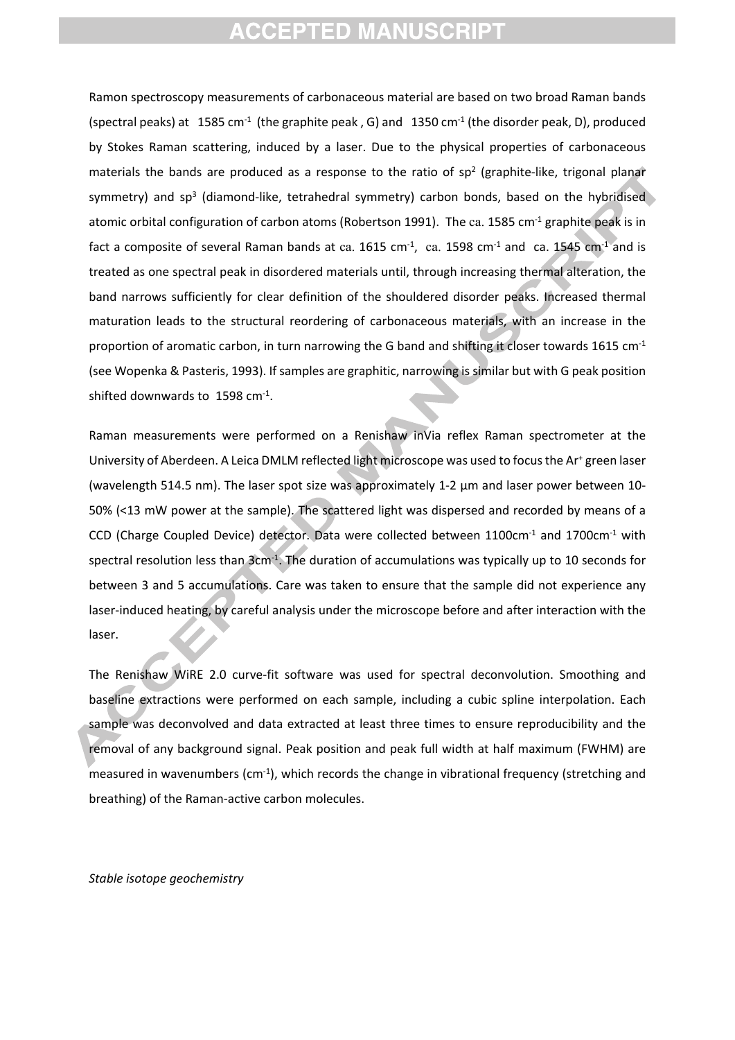Ramon spectroscopy measurements of carbonaceous material are based on two broad Raman bands (spectral peaks) at 1585 $cm^{-1}$ (the graphite peak , G) and 1350 $cm^{-1}$ (the disorder peak, D), produced by Stokes Raman scattering, induced by a laser. Due to the physical properties of carbonaceous materials the bands are produced as a response to the ratio of $sp^2$ (graphite-like, trigonal planar symmetry) and $sp^3$ (diamond-like, tetrahedral symmetry) carbon bonds, based on the hybridised atomic orbital configuration of carbon atoms (Robertson 1991). The ca. 1585 $cm^{-1}$ graphite peak is in fact a composite of several Raman bands at ca. 1615 $cm^{-1}$, ca. 1598 $cm^{-1}$ and ca. 1545 $cm^{-1}$ and is treated as one spectral peak in disordered materials until, through increasing thermal alteration, the band narrows sufficiently for clear definition of the shouldered disorder peaks. Increased thermal maturation leads to the structural reordering of carbonaceous materials, with an increase in the proportion of aromatic carbon, in turn narrowing the G band and shifting it closer towards 1615 $cm^{-1}$ (see Wopenka & Pasteris, 1993). If samples are graphitic, narrowing is similar but with G peak position shifted downwards to 1598 $cm^{-1}$.

Raman measurements were performed on a Renishaw inVia reflex Raman spectrometer at the University of Aberdeen. A Leica DMLM reflected light microscope was used to focus the $Ar^+$ green laser (wavelength 514.5 nm). The laser spot size was approximately 1-2 µm and laser power between 10-50% (<13 mW power at the sample). The scattered light was dispersed and recorded by means of a CCD (Charge Coupled Device) detector. Data were collected between 1100$cm^{-1}$ and 1700$cm^{-1}$ with spectral resolution less than 3$cm^{-1}$. The duration of accumulations was typically up to 10 seconds for between 3 and 5 accumulations. Care was taken to ensure that the sample did not experience any laser-induced heating, by careful analysis under the microscope before and after interaction with the laser.

The Renishaw WiRE 2.0 curve-fit software was used for spectral deconvolution. Smoothing and baseline extractions were performed on each sample, including a cubic spline interpolation. Each sample was deconvolved and data extracted at least three times to ensure reproducibility and the removal of any background signal. Peak position and peak full width at half maximum (FWHM) are measured in wavenumbers ($cm^{-1}$), which records the change in vibrational frequency (stretching and breathing) of the Raman-active carbon molecules.

*Stable isotope geochemistry*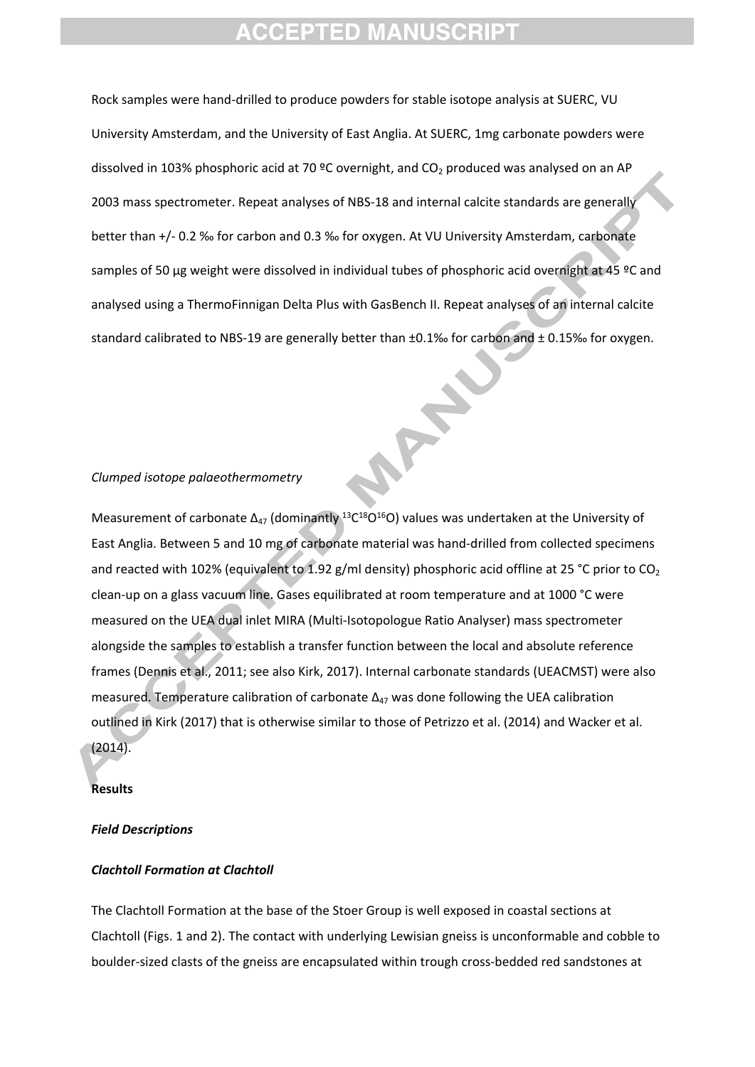Rock samples were hand-drilled to produce powders for stable isotope analysis at SUERC, VU University Amsterdam, and the University of East Anglia. At SUERC, 1mg carbonate powders were dissolved in 103% phosphoric acid at 70 ºC overnight, and $CO_2$ produced was analysed on an AP 2003 mass spectrometer. Repeat analyses of NBS-18 and internal calcite standards are generally better than +/- 0.2 ‰ for carbon and 0.3 ‰ for oxygen. At VU University Amsterdam, carbonate samples of 50 µg weight were dissolved in individual tubes of phosphoric acid overnight at 45 ºC and analysed using a ThermoFinnigan Delta Plus with GasBench II. Repeat analyses of an internal calcite standard calibrated to NBS-19 are generally better than ±0.1‰ for carbon and ± 0.15‰ for oxygen.

*Clumped isotope palaeothermometry*

Measurement of carbonate $\Delta_{47}$ (dominantly $^{13}C^{18}O^{16}O$) values was undertaken at the University of East Anglia. Between 5 and 10 mg of carbonate material was hand-drilled from collected specimens and reacted with 102% (equivalent to 1.92 g/ml density) phosphoric acid offline at 25 °C prior to $CO_2$ clean-up on a glass vacuum line. Gases equilibrated at room temperature and at 1000 °C were measured on the UEA dual inlet MIRA (Multi-Isotopologue Ratio Analyser) mass spectrometer alongside the samples to establish a transfer function between the local and absolute reference frames (Dennis et al., 2011; see also Kirk, 2017). Internal carbonate standards (UEACMST) were also measured. Temperature calibration of carbonate $\Delta_{47}$ was done following the UEA calibration outlined in Kirk (2017) that is otherwise similar to those of Petrizzo et al. (2014) and Wacker et al. (2014).

## Results

### *Field Descriptions*

### *Clachtoll Formation at Clachtoll*

The Clachtoll Formation at the base of the Stoer Group is well exposed in coastal sections at Clachtoll (Figs. 1 and 2). The contact with underlying Lewisian gneiss is unconformable and cobble to boulder-sized clasts of the gneiss are encapsulated within trough cross-bedded red sandstones at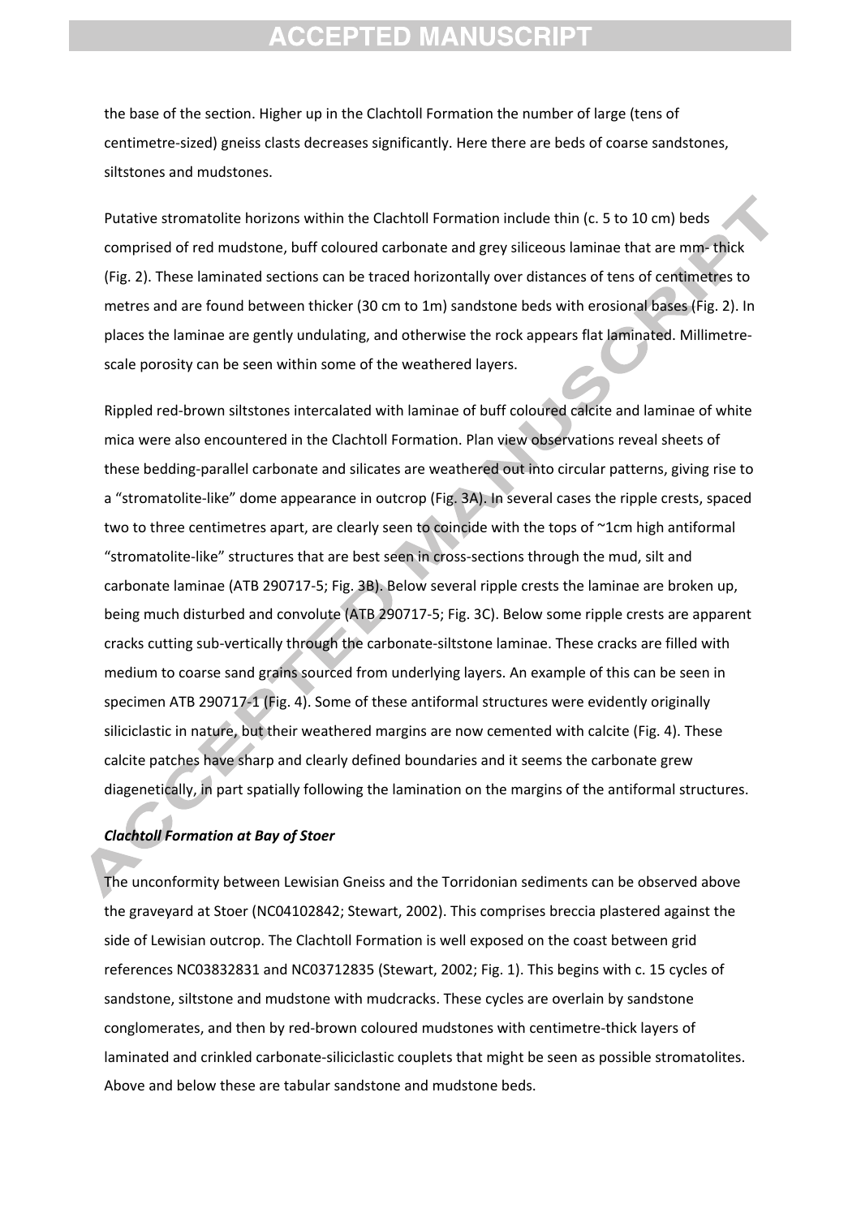the base of the section. Higher up in the Clachtoll Formation the number of large (tens of centimetre-sized) gneiss clasts decreases significantly. Here there are beds of coarse sandstones, siltstones and mudstones.

Putative stromatolite horizons within the Clachtoll Formation include thin (c. 5 to 10 cm) beds comprised of red mudstone, buff coloured carbonate and grey siliceous laminae that are mm- thick (Fig. 2). These laminated sections can be traced horizontally over distances of tens of centimetres to metres and are found between thicker (30 cm to 1m) sandstone beds with erosional bases (Fig. 2). In places the laminae are gently undulating, and otherwise the rock appears flat laminated. Millimetre-scale porosity can be seen within some of the weathered layers.

Rippled red-brown siltstones intercalated with laminae of buff coloured calcite and laminae of white mica were also encountered in the Clachtoll Formation. Plan view observations reveal sheets of these bedding-parallel carbonate and silicates are weathered out into circular patterns, giving rise to a “stromatolite-like” dome appearance in outcrop (Fig. 3A). In several cases the ripple crests, spaced two to three centimetres apart, are clearly seen to coincide with the tops of ~1cm high antiformal “stromatolite-like” structures that are best seen in cross-sections through the mud, silt and carbonate laminae (ATB 290717-5; Fig. 3B). Below several ripple crests the laminae are broken up, being much disturbed and convolute (ATB 290717-5; Fig. 3C). Below some ripple crests are apparent cracks cutting sub-vertically through the carbonate-siltstone laminae. These cracks are filled with medium to coarse sand grains sourced from underlying layers. An example of this can be seen in specimen ATB 290717-1 (Fig. 4). Some of these antiformal structures were evidently originally siliciclastic in nature, but their weathered margins are now cemented with calcite (Fig. 4). These calcite patches have sharp and clearly defined boundaries and it seems the carbonate grew diagenetically, in part spatially following the lamination on the margins of the antiformal structures.

***Clachtoll Formation at Bay of Stoer***

The unconformity between Lewisian Gneiss and the Torridonian sediments can be observed above the graveyard at Stoer (NC04102842; Stewart, 2002). This comprises breccia plastered against the side of Lewisian outcrop. The Clachtoll Formation is well exposed on the coast between grid references NC03832831 and NC03712835 (Stewart, 2002; Fig. 1). This begins with c. 15 cycles of sandstone, siltstone and mudstone with mudcracks. These cycles are overlain by sandstone conglomerates, and then by red-brown coloured mudstones with centimetre-thick layers of laminated and crinkled carbonate-siliciclastic couplets that might be seen as possible stromatolites. Above and below these are tabular sandstone and mudstone beds.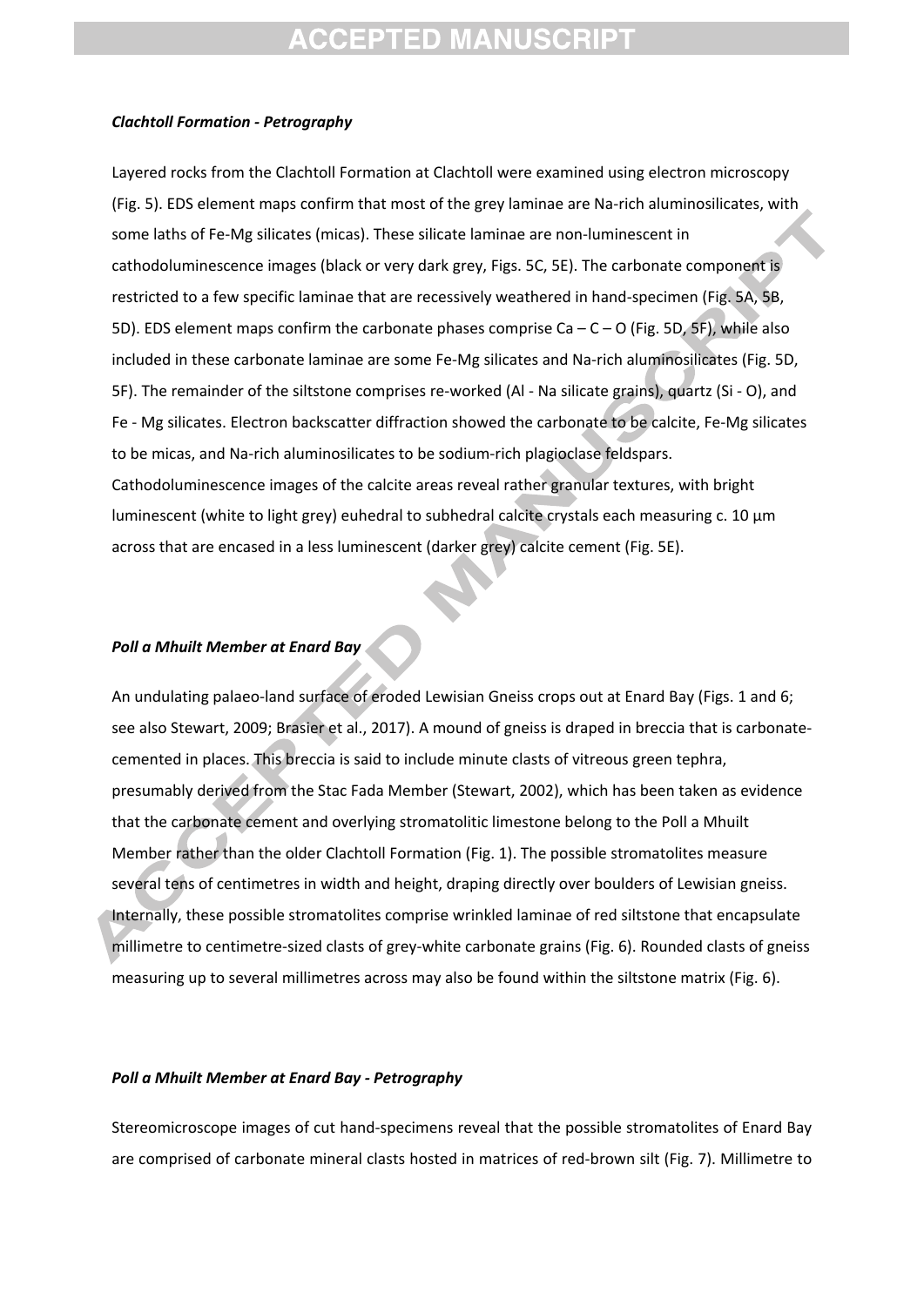***Clachtoll Formation - Petrography***

Layered rocks from the Clachtoll Formation at Clachtoll were examined using electron microscopy (Fig. 5). EDS element maps confirm that most of the grey laminae are Na-rich aluminosilicates, with some laths of Fe-Mg silicates (micas). These silicate laminae are non-luminescent in cathodoluminescence images (black or very dark grey, Figs. 5C, 5E). The carbonate component is restricted to a few specific laminae that are recessively weathered in hand-specimen (Fig. 5A, 5B, 5D). EDS element maps confirm the carbonate phases comprise Ca – C – O (Fig. 5D, 5F), while also included in these carbonate laminae are some Fe-Mg silicates and Na-rich aluminosilicates (Fig. 5D, 5F). The remainder of the siltstone comprises re-worked (Al - Na silicate grains), quartz (Si - O), and Fe - Mg silicates. Electron backscatter diffraction showed the carbonate to be calcite, Fe-Mg silicates to be micas, and Na-rich aluminosilicates to be sodium-rich plagioclase feldspars. Cathodoluminescence images of the calcite areas reveal rather granular textures, with bright luminescent (white to light grey) euhedral to subhedral calcite crystals each measuring c. 10 µm across that are encased in a less luminescent (darker grey) calcite cement (Fig. 5E).

***Poll a Mhuilt Member at Enard Bay***

An undulating palaeo-land surface of eroded Lewisian Gneiss crops out at Enard Bay (Figs. 1 and 6; see also Stewart, 2009; Brasier et al., 2017). A mound of gneiss is draped in breccia that is carbonate-cemented in places. This breccia is said to include minute clasts of vitreous green tephra, presumably derived from the Stac Fada Member (Stewart, 2002), which has been taken as evidence that the carbonate cement and overlying stromatolitic limestone belong to the Poll a Mhuilt Member rather than the older Clachtoll Formation (Fig. 1). The possible stromatolites measure several tens of centimetres in width and height, draping directly over boulders of Lewisian gneiss. Internally, these possible stromatolites comprise wrinkled laminae of red siltstone that encapsulate millimetre to centimetre-sized clasts of grey-white carbonate grains (Fig. 6). Rounded clasts of gneiss measuring up to several millimetres across may also be found within the siltstone matrix (Fig. 6).

***Poll a Mhuilt Member at Enard Bay - Petrography***

Stereomicroscope images of cut hand-specimens reveal that the possible stromatolites of Enard Bay are comprised of carbonate mineral clasts hosted in matrices of red-brown silt (Fig. 7). Millimetre to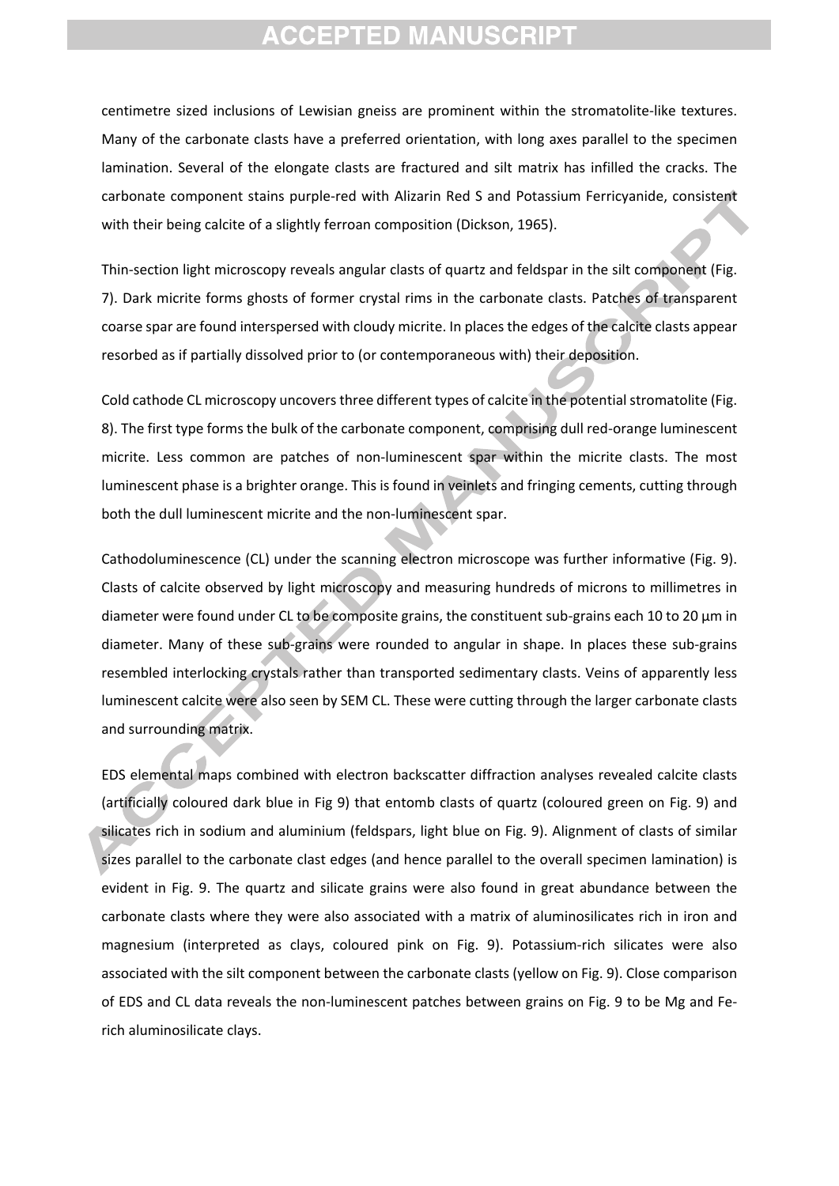centimetre sized inclusions of Lewisian gneiss are prominent within the stromatolite-like textures. Many of the carbonate clasts have a preferred orientation, with long axes parallel to the specimen lamination. Several of the elongate clasts are fractured and silt matrix has infilled the cracks. The carbonate component stains purple-red with Alizarin Red S and Potassium Ferricyanide, consistent with their being calcite of a slightly ferroan composition (Dickson, 1965).

Thin-section light microscopy reveals angular clasts of quartz and feldspar in the silt component (Fig. 7). Dark micrite forms ghosts of former crystal rims in the carbonate clasts. Patches of transparent coarse spar are found interspersed with cloudy micrite. In places the edges of the calcite clasts appear resorbed as if partially dissolved prior to (or contemporaneous with) their deposition.

Cold cathode CL microscopy uncovers three different types of calcite in the potential stromatolite (Fig. 8). The first type forms the bulk of the carbonate component, comprising dull red-orange luminescent micrite. Less common are patches of non-luminescent spar within the micrite clasts. The most luminescent phase is a brighter orange. This is found in veinlets and fringing cements, cutting through both the dull luminescent micrite and the non-luminescent spar.

Cathodoluminescence (CL) under the scanning electron microscope was further informative (Fig. 9). Clasts of calcite observed by light microscopy and measuring hundreds of microns to millimetres in diameter were found under CL to be composite grains, the constituent sub-grains each 10 to 20 µm in diameter. Many of these sub-grains were rounded to angular in shape. In places these sub-grains resembled interlocking crystals rather than transported sedimentary clasts. Veins of apparently less luminescent calcite were also seen by SEM CL. These were cutting through the larger carbonate clasts and surrounding matrix.

EDS elemental maps combined with electron backscatter diffraction analyses revealed calcite clasts (artificially coloured dark blue in Fig 9) that entomb clasts of quartz (coloured green on Fig. 9) and silicates rich in sodium and aluminium (feldspars, light blue on Fig. 9). Alignment of clasts of similar sizes parallel to the carbonate clast edges (and hence parallel to the overall specimen lamination) is evident in Fig. 9. The quartz and silicate grains were also found in great abundance between the carbonate clasts where they were also associated with a matrix of aluminosilicates rich in iron and magnesium (interpreted as clays, coloured pink on Fig. 9). Potassium-rich silicates were also associated with the silt component between the carbonate clasts (yellow on Fig. 9). Close comparison of EDS and CL data reveals the non-luminescent patches between grains on Fig. 9 to be Mg and Fe-rich aluminosilicate clays.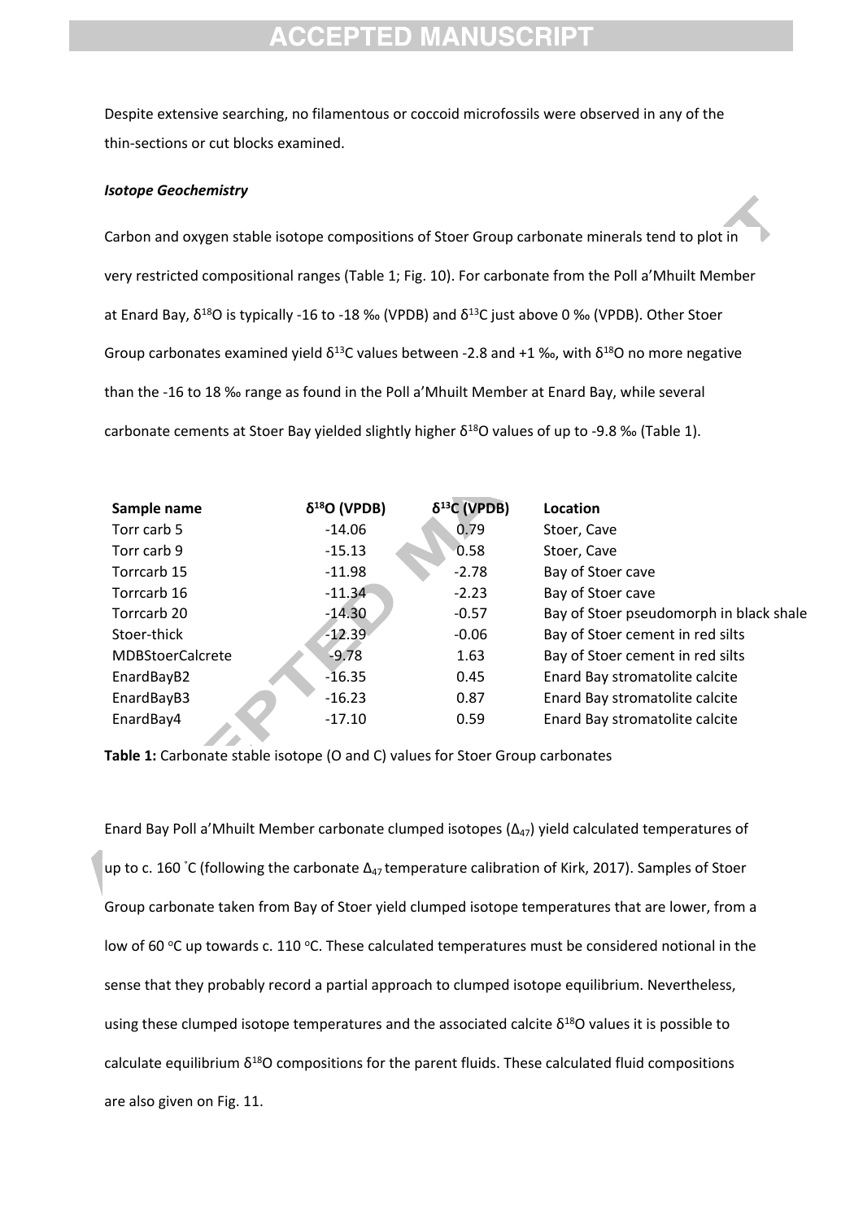Despite extensive searching, no filamentous or coccoid microfossils were observed in any of the thin-sections or cut blocks examined.

***Isotope Geochemistry***

Carbon and oxygen stable isotope compositions of Stoer Group carbonate minerals tend to plot in very restricted compositional ranges (Table 1; Fig. 10). For carbonate from the Poll a'Mhuilt Member at Enard Bay, $\delta^{18}O$ is typically -16 to -18 ‰ (VPDB) and $\delta^{13}C$ just above 0 ‰ (VPDB). Other Stoer Group carbonates examined yield $\delta^{13}C$ values between -2.8 and +1 ‰, with $\delta^{18}O$ no more negative than the -16 to 18 ‰ range as found in the Poll a'Mhuilt Member at Enard Bay, while several carbonate cements at Stoer Bay yielded slightly higher $\delta^{18}O$ values of up to -9.8 ‰ (Table 1).

| Sample name | $\delta^{18}O$ (VPDB) | $\delta^{13}C$ (VPDB) | Location |
|---|---|---|---|
| Torr carb 5 | -14.06 | 0.79 | Stoer, Cave |
| Torr carb 9 | -15.13 | 0.58 | Stoer, Cave |
| Torrcarb 15 | -11.98 | -2.78 | Bay of Stoer cave |
| Torrcarb 16 | -11.34 | -2.23 | Bay of Stoer cave |
| Torrcarb 20 | -14.30 | -0.57 | Bay of Stoer pseudomorph in black shale |
| Stoer-thick | -12.39 | -0.06 | Bay of Stoer cement in red silts |
| MDBStoerCalcrete | -9.78 | 1.63 | Bay of Stoer cement in red silts |
| EnardBayB2 | -16.35 | 0.45 | Enard Bay stromatolite calcite |
| EnardBayB3 | -16.23 | 0.87 | Enard Bay stromatolite calcite |
| EnardBay4 | -17.10 | 0.59 | Enard Bay stromatolite calcite |

**Table 1:** Carbonate stable isotope (O and C) values for Stoer Group carbonates

Enard Bay Poll a'Mhuilt Member carbonate clumped isotopes ($\Delta_{47}$) yield calculated temperatures of up to c. 160 ˚C (following the carbonate $\Delta_{47}$ temperature calibration of Kirk, 2017). Samples of Stoer Group carbonate taken from Bay of Stoer yield clumped isotope temperatures that are lower, from a low of 60 °C up towards c. 110 °C. These calculated temperatures must be considered notional in the sense that they probably record a partial approach to clumped isotope equilibrium. Nevertheless, using these clumped isotope temperatures and the associated calcite $\delta^{18}O$ values it is possible to calculate equilibrium $\delta^{18}O$ compositions for the parent fluids. These calculated fluid compositions are also given on Fig. 11.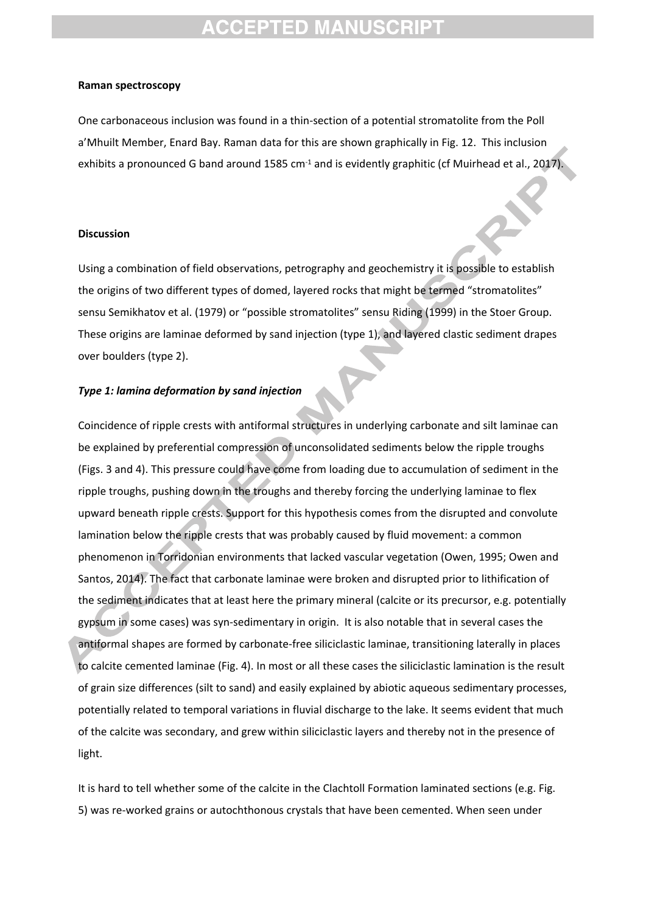**Raman spectroscopy**

One carbonaceous inclusion was found in a thin-section of a potential stromatolite from the Poll a'Mhuilt Member, Enard Bay. Raman data for this are shown graphically in Fig. 12. This inclusion exhibits a pronounced G band around 1585 $cm^{-1}$ and is evidently graphitic (cf Muirhead et al., 2017).

**Discussion**

Using a combination of field observations, petrography and geochemistry it is possible to establish the origins of two different types of domed, layered rocks that might be termed "stromatolites" sensu Semikhatov et al. (1979) or "possible stromatolites" sensu Riding (1999) in the Stoer Group. These origins are laminae deformed by sand injection (type 1), and layered clastic sediment drapes over boulders (type 2).

***Type 1: lamina deformation by sand injection***

Coincidence of ripple crests with antiformal structures in underlying carbonate and silt laminae can be explained by preferential compression of unconsolidated sediments below the ripple troughs (Figs. 3 and 4). This pressure could have come from loading due to accumulation of sediment in the ripple troughs, pushing down in the troughs and thereby forcing the underlying laminae to flex upward beneath ripple crests. Support for this hypothesis comes from the disrupted and convolute lamination below the ripple crests that was probably caused by fluid movement: a common phenomenon in Torridonian environments that lacked vascular vegetation (Owen, 1995; Owen and Santos, 2014). The fact that carbonate laminae were broken and disrupted prior to lithification of the sediment indicates that at least here the primary mineral (calcite or its precursor, e.g. potentially gypsum in some cases) was syn-sedimentary in origin. It is also notable that in several cases the antiformal shapes are formed by carbonate-free siliciclastic laminae, transitioning laterally in places to calcite cemented laminae (Fig. 4). In most or all these cases the siliciclastic lamination is the result of grain size differences (silt to sand) and easily explained by abiotic aqueous sedimentary processes, potentially related to temporal variations in fluvial discharge to the lake. It seems evident that much of the calcite was secondary, and grew within siliciclastic layers and thereby not in the presence of light.

It is hard to tell whether some of the calcite in the Clachtoll Formation laminated sections (e.g. Fig. 5) was re-worked grains or autochthonous crystals that have been cemented. When seen under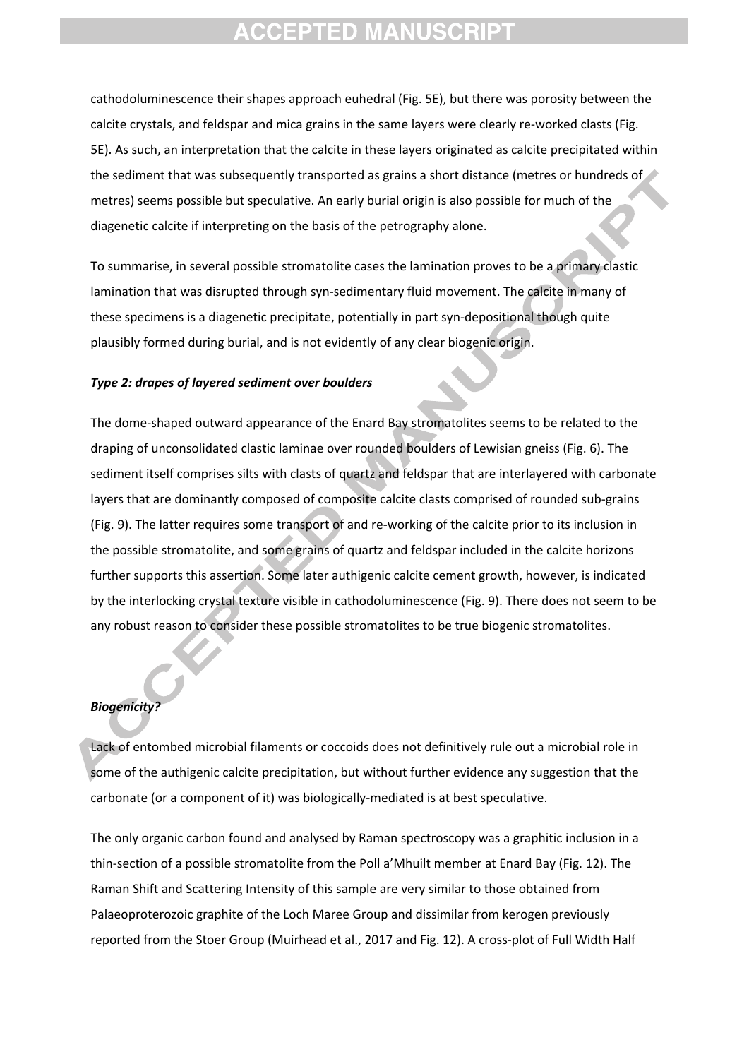cathodoluminescence their shapes approach euhedral (Fig. 5E), but there was porosity between the calcite crystals, and feldspar and mica grains in the same layers were clearly re-worked clasts (Fig. 5E). As such, an interpretation that the calcite in these layers originated as calcite precipitated within the sediment that was subsequently transported as grains a short distance (metres or hundreds of metres) seems possible but speculative. An early burial origin is also possible for much of the diagenetic calcite if interpreting on the basis of the petrography alone.

To summarise, in several possible stromatolite cases the lamination proves to be a primary clastic lamination that was disrupted through syn-sedimentary fluid movement. The calcite in many of these specimens is a diagenetic precipitate, potentially in part syn-depositional though quite plausibly formed during burial, and is not evidently of any clear biogenic origin.

***Type 2: drapes of layered sediment over boulders***

The dome-shaped outward appearance of the Enard Bay stromatolites seems to be related to the draping of unconsolidated clastic laminae over rounded boulders of Lewisian gneiss (Fig. 6). The sediment itself comprises silts with clasts of quartz and feldspar that are interlayered with carbonate layers that are dominantly composed of composite calcite clasts comprised of rounded sub-grains (Fig. 9). The latter requires some transport of and re-working of the calcite prior to its inclusion in the possible stromatolite, and some grains of quartz and feldspar included in the calcite horizons further supports this assertion. Some later authigenic calcite cement growth, however, is indicated by the interlocking crystal texture visible in cathodoluminescence (Fig. 9). There does not seem to be any robust reason to consider these possible stromatolites to be true biogenic stromatolites.

***Biogenicity?***

Lack of entombed microbial filaments or coccoids does not definitively rule out a microbial role in some of the authigenic calcite precipitation, but without further evidence any suggestion that the carbonate (or a component of it) was biologically-mediated is at best speculative.

The only organic carbon found and analysed by Raman spectroscopy was a graphitic inclusion in a thin-section of a possible stromatolite from the Poll a'Mhuilt member at Enard Bay (Fig. 12). The Raman Shift and Scattering Intensity of this sample are very similar to those obtained from Palaeoproterozoic graphite of the Loch Maree Group and dissimilar from kerogen previously reported from the Stoer Group (Muirhead et al., 2017 and Fig. 12). A cross-plot of Full Width Half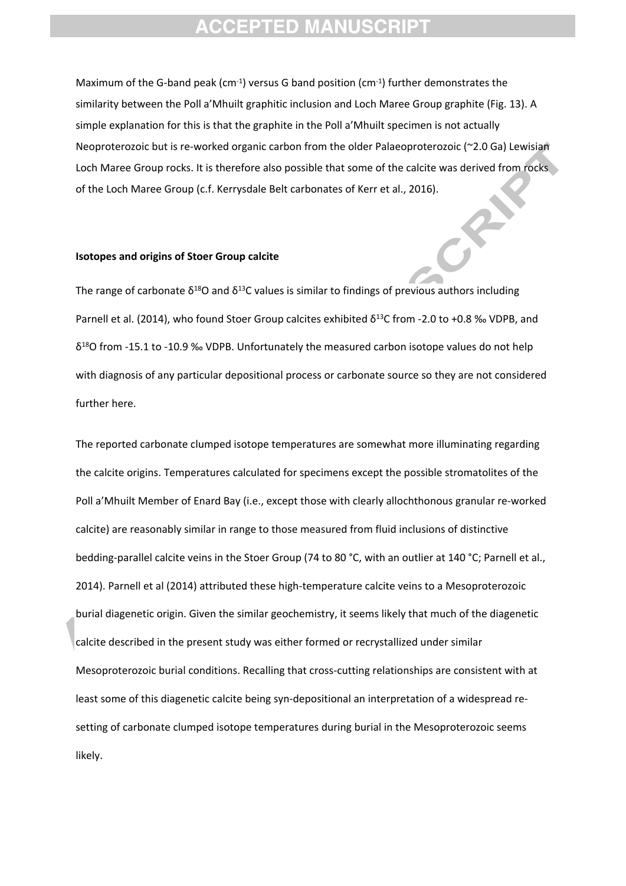Maximum of the G-band peak ($cm^{-1}$) versus G band position ($cm^{-1}$) further demonstrates the similarity between the Poll a'Mhuilt graphitic inclusion and Loch Maree Group graphite (Fig. 13). A simple explanation for this is that the graphite in the Poll a'Mhuilt specimen is not actually Neoproterozoic but is re-worked organic carbon from the older Palaeoproterozoic (~2.0 Ga) Lewisian Loch Maree Group rocks. It is therefore also possible that some of the calcite was derived from rocks of the Loch Maree Group (c.f. Kerrysdale Belt carbonates of Kerr et al., 2016).

**Isotopes and origins of Stoer Group calcite**

The range of carbonate $\delta^{18}O$ and $\delta^{13}C$ values is similar to findings of previous authors including Parnell et al. (2014), who found Stoer Group calcites exhibited $\delta^{13}C$ from -2.0 to +0.8 ‰ VDPB, and $\delta^{18}O$ from -15.1 to -10.9 ‰ VDPB. Unfortunately the measured carbon isotope values do not help with diagnosis of any particular depositional process or carbonate source so they are not considered further here.

The reported carbonate clumped isotope temperatures are somewhat more illuminating regarding the calcite origins. Temperatures calculated for specimens except the possible stromatolites of the Poll a'Mhuilt Member of Enard Bay (i.e., except those with clearly allochthonous granular re-worked calcite) are reasonably similar in range to those measured from fluid inclusions of distinctive bedding-parallel calcite veins in the Stoer Group (74 to 80 °C, with an outlier at 140 °C; Parnell et al., 2014). Parnell et al (2014) attributed these high-temperature calcite veins to a Mesoproterozoic burial diagenetic origin. Given the similar geochemistry, it seems likely that much of the diagenetic calcite described in the present study was either formed or recrystallized under similar Mesoproterozoic burial conditions. Recalling that cross-cutting relationships are consistent with at least some of this diagenetic calcite being syn-depositional an interpretation of a widespread re-setting of carbonate clumped isotope temperatures during burial in the Mesoproterozoic seems likely.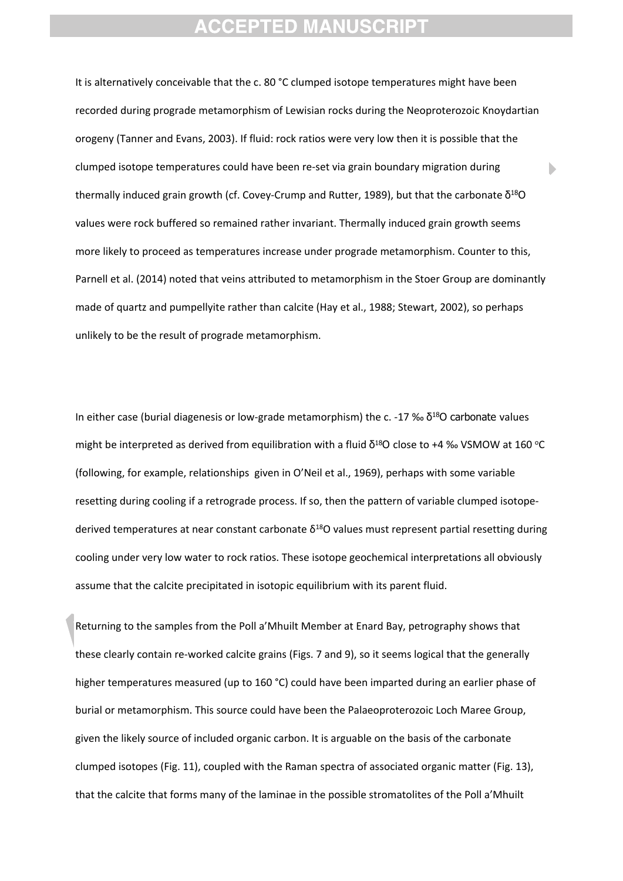It is alternatively conceivable that the c. 80 °C clumped isotope temperatures might have been recorded during prograde metamorphism of Lewisian rocks during the Neoproterozoic Knoydartian orogeny (Tanner and Evans, 2003). If fluid: rock ratios were very low then it is possible that the clumped isotope temperatures could have been re-set via grain boundary migration during thermally induced grain growth (cf. Covey-Crump and Rutter, 1989), but that the carbonate $\delta^{18}O$ values were rock buffered so remained rather invariant. Thermally induced grain growth seems more likely to proceed as temperatures increase under prograde metamorphism. Counter to this, Parnell et al. (2014) noted that veins attributed to metamorphism in the Stoer Group are dominantly made of quartz and pumpellyite rather than calcite (Hay et al., 1988; Stewart, 2002), so perhaps unlikely to be the result of prograde metamorphism.

In either case (burial diagenesis or low-grade metamorphism) the c. -17 ‰ $\delta^{18}O$ carbonate values might be interpreted as derived from equilibration with a fluid $\delta^{18}O$ close to +4 ‰ VSMOW at 160 °C (following, for example, relationships given in O'Neil et al., 1969), perhaps with some variable resetting during cooling if a retrograde process. If so, then the pattern of variable clumped isotope-derived temperatures at near constant carbonate $\delta^{18}O$ values must represent partial resetting during cooling under very low water to rock ratios. These isotope geochemical interpretations all obviously assume that the calcite precipitated in isotopic equilibrium with its parent fluid.

Returning to the samples from the Poll a'Mhuilt Member at Enard Bay, petrography shows that these clearly contain re-worked calcite grains (Figs. 7 and 9), so it seems logical that the generally higher temperatures measured (up to 160 °C) could have been imparted during an earlier phase of burial or metamorphism. This source could have been the Palaeoproterozoic Loch Maree Group, given the likely source of included organic carbon. It is arguable on the basis of the carbonate clumped isotopes (Fig. 11), coupled with the Raman spectra of associated organic matter (Fig. 13), that the calcite that forms many of the laminae in the possible stromatolites of the Poll a'Mhuilt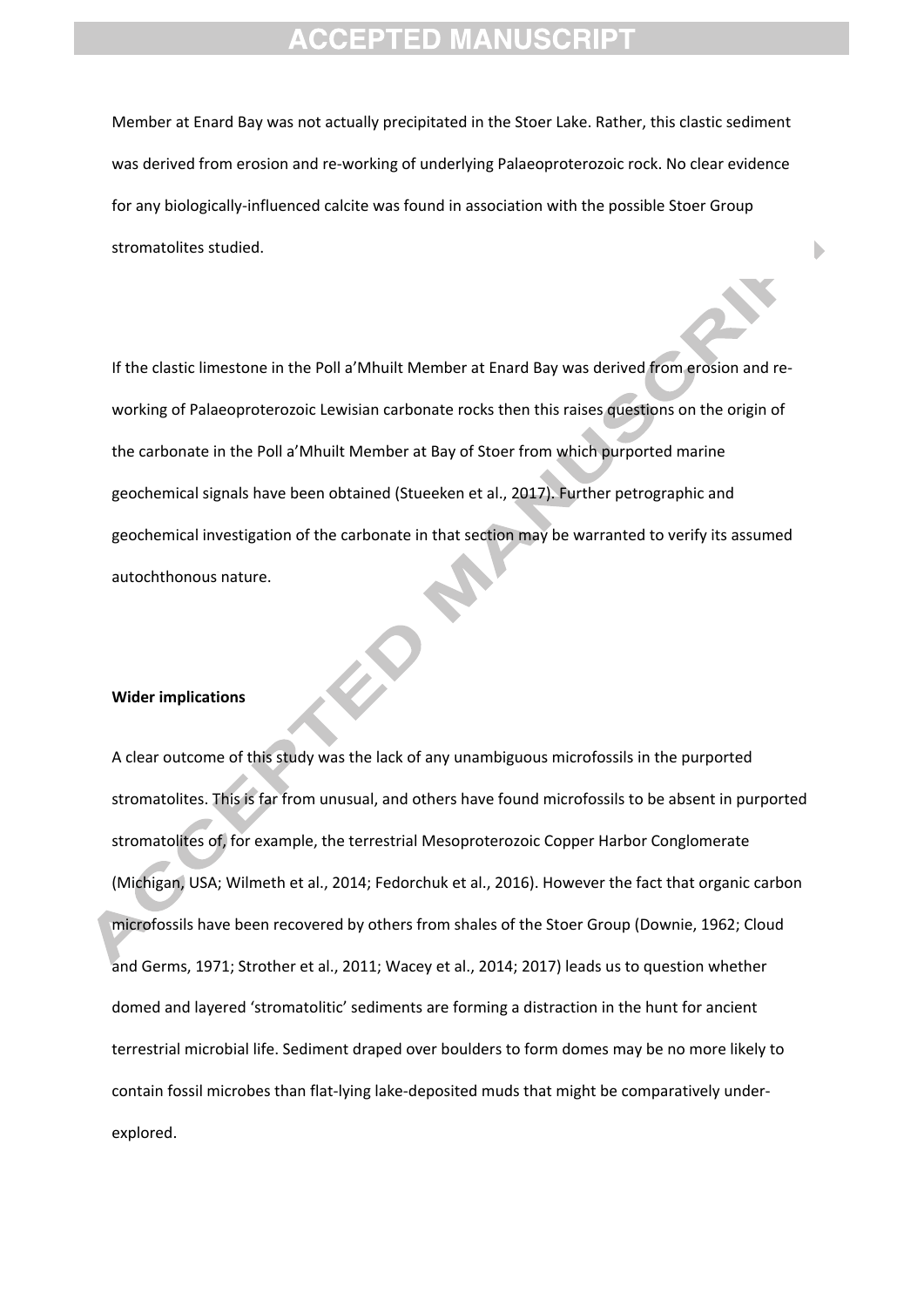Member at Enard Bay was not actually precipitated in the Stoer Lake. Rather, this clastic sediment was derived from erosion and re-working of underlying Palaeoproterozoic rock. No clear evidence for any biologically-influenced calcite was found in association with the possible Stoer Group stromatolites studied.

If the clastic limestone in the Poll a'Mhuilt Member at Enard Bay was derived from erosion and re-working of Palaeoproterozoic Lewisian carbonate rocks then this raises questions on the origin of the carbonate in the Poll a'Mhuilt Member at Bay of Stoer from which purported marine geochemical signals have been obtained (Stueeken et al., 2017). Further petrographic and geochemical investigation of the carbonate in that section may be warranted to verify its assumed autochthonous nature.

**Wider implications**

A clear outcome of this study was the lack of any unambiguous microfossils in the purported stromatolites. This is far from unusual, and others have found microfossils to be absent in purported stromatolites of, for example, the terrestrial Mesoproterozoic Copper Harbor Conglomerate (Michigan, USA; Wilmeth et al., 2014; Fedorchuk et al., 2016). However the fact that organic carbon microfossils have been recovered by others from shales of the Stoer Group (Downie, 1962; Cloud and Germs, 1971; Strother et al., 2011; Wacey et al., 2014; 2017) leads us to question whether domed and layered 'stromatolitic' sediments are forming a distraction in the hunt for ancient terrestrial microbial life. Sediment draped over boulders to form domes may be no more likely to contain fossil microbes than flat-lying lake-deposited muds that might be comparatively under-explored.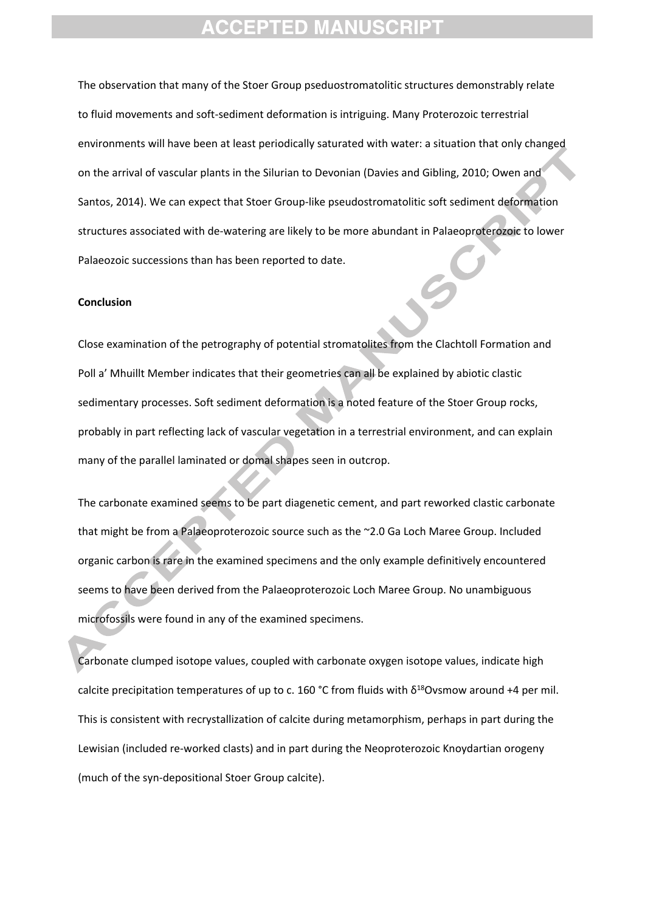The observation that many of the Stoer Group pseduostromatolitic structures demonstrably relate to fluid movements and soft-sediment deformation is intriguing. Many Proterozoic terrestrial environments will have been at least periodically saturated with water: a situation that only changed on the arrival of vascular plants in the Silurian to Devonian (Davies and Gibling, 2010; Owen and Santos, 2014). We can expect that Stoer Group-like pseudostromatolitic soft sediment deformation structures associated with de-watering are likely to be more abundant in Palaeoproterozoic to lower Palaeozoic successions than has been reported to date.

## Conclusion

Close examination of the petrography of potential stromatolites from the Clachtoll Formation and Poll a' Mhuillt Member indicates that their geometries can all be explained by abiotic clastic sedimentary processes. Soft sediment deformation is a noted feature of the Stoer Group rocks, probably in part reflecting lack of vascular vegetation in a terrestrial environment, and can explain many of the parallel laminated or domal shapes seen in outcrop.

The carbonate examined seems to be part diagenetic cement, and part reworked clastic carbonate that might be from a Palaeoproterozoic source such as the ~2.0 Ga Loch Maree Group. Included organic carbon is rare in the examined specimens and the only example definitively encountered seems to have been derived from the Palaeoproterozoic Loch Maree Group. No unambiguous microfossils were found in any of the examined specimens.

Carbonate clumped isotope values, coupled with carbonate oxygen isotope values, indicate high calcite precipitation temperatures of up to c. 160 °C from fluids with $\delta^{18}O_{VSMOW}$ around +4 per mil. This is consistent with recrystallization of calcite during metamorphism, perhaps in part during the Lewisian (included re-worked clasts) and in part during the Neoproterozoic Knoydartian orogeny (much of the syn-depositional Stoer Group calcite).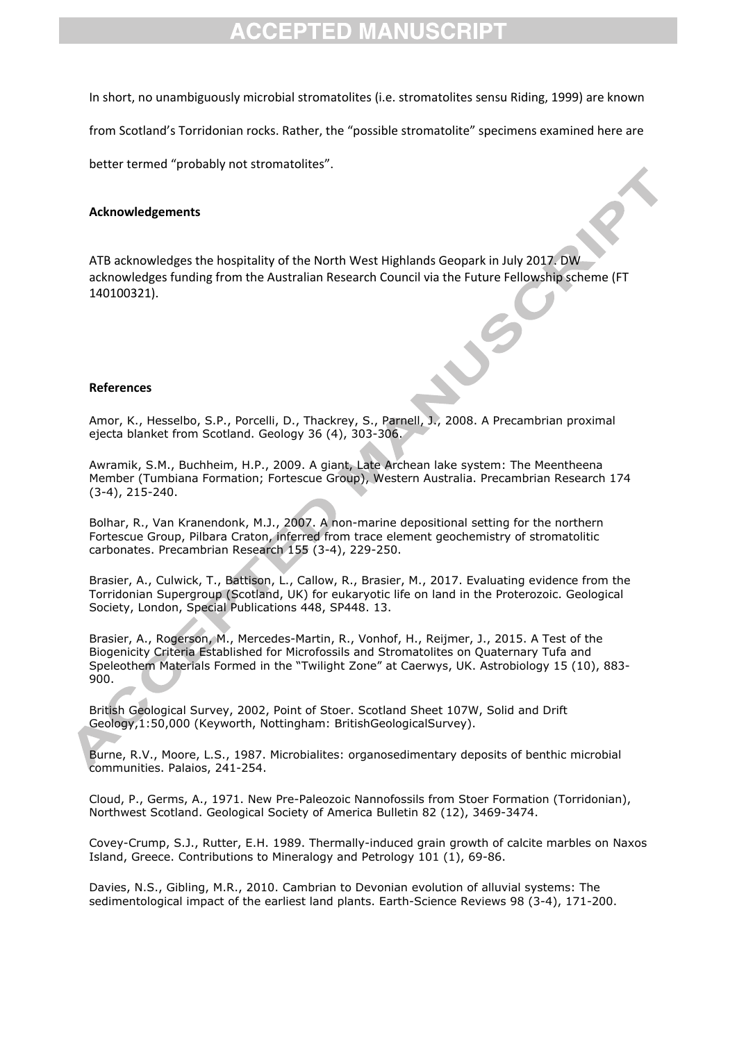In short, no unambiguously microbial stromatolites (i.e. stromatolites sensu Riding, 1999) are known from Scotland's Torridonian rocks. Rather, the "possible stromatolite" specimens examined here are better termed "probably not stromatolites".

## Acknowledgements

ATB acknowledges the hospitality of the North West Highlands Geopark in July 2017. DW acknowledges funding from the Australian Research Council via the Future Fellowship scheme (FT 140100321).

## References

Amor, K., Hesselbo, S.P., Porcelli, D., Thackrey, S., Parnell, J., 2008. A Precambrian proximal ejecta blanket from Scotland. Geology 36 (4), 303-306.

Awramik, S.M., Buchheim, H.P., 2009. A giant, Late Archean lake system: The Meentheena Member (Tumbiana Formation; Fortescue Group), Western Australia. Precambrian Research 174 (3-4), 215-240.

Bolhar, R., Van Kranendonk, M.J., 2007. A non-marine depositional setting for the northern Fortescue Group, Pilbara Craton, inferred from trace element geochemistry of stromatolitic carbonates. Precambrian Research 155 (3-4), 229-250.

Brasier, A., Culwick, T., Battison, L., Callow, R., Brasier, M., 2017. Evaluating evidence from the Torridonian Supergroup (Scotland, UK) for eukaryotic life on land in the Proterozoic. Geological Society, London, Special Publications 448, SP448. 13.

Brasier, A., Rogerson, M., Mercedes-Martin, R., Vonhof, H., Reijmer, J., 2015. A Test of the Biogenicity Criteria Established for Microfossils and Stromatolites on Quaternary Tufa and Speleothem Materials Formed in the "Twilight Zone" at Caerwys, UK. Astrobiology 15 (10), 883-900.

British Geological Survey, 2002, Point of Stoer. Scotland Sheet 107W, Solid and Drift Geology,1:50,000 (Keyworth, Nottingham: BritishGeologicalSurvey).

Burne, R.V., Moore, L.S., 1987. Microbialites: organosedimentary deposits of benthic microbial communities. Palaios, 241-254.

Cloud, P., Germs, A., 1971. New Pre-Paleozoic Nannofossils from Stoer Formation (Torridonian), Northwest Scotland. Geological Society of America Bulletin 82 (12), 3469-3474.

Covey-Crump, S.J., Rutter, E.H. 1989. Thermally-induced grain growth of calcite marbles on Naxos Island, Greece. Contributions to Mineralogy and Petrology 101 (1), 69-86.

Davies, N.S., Gibling, M.R., 2010. Cambrian to Devonian evolution of alluvial systems: The sedimentological impact of the earliest land plants. Earth-Science Reviews 98 (3-4), 171-200.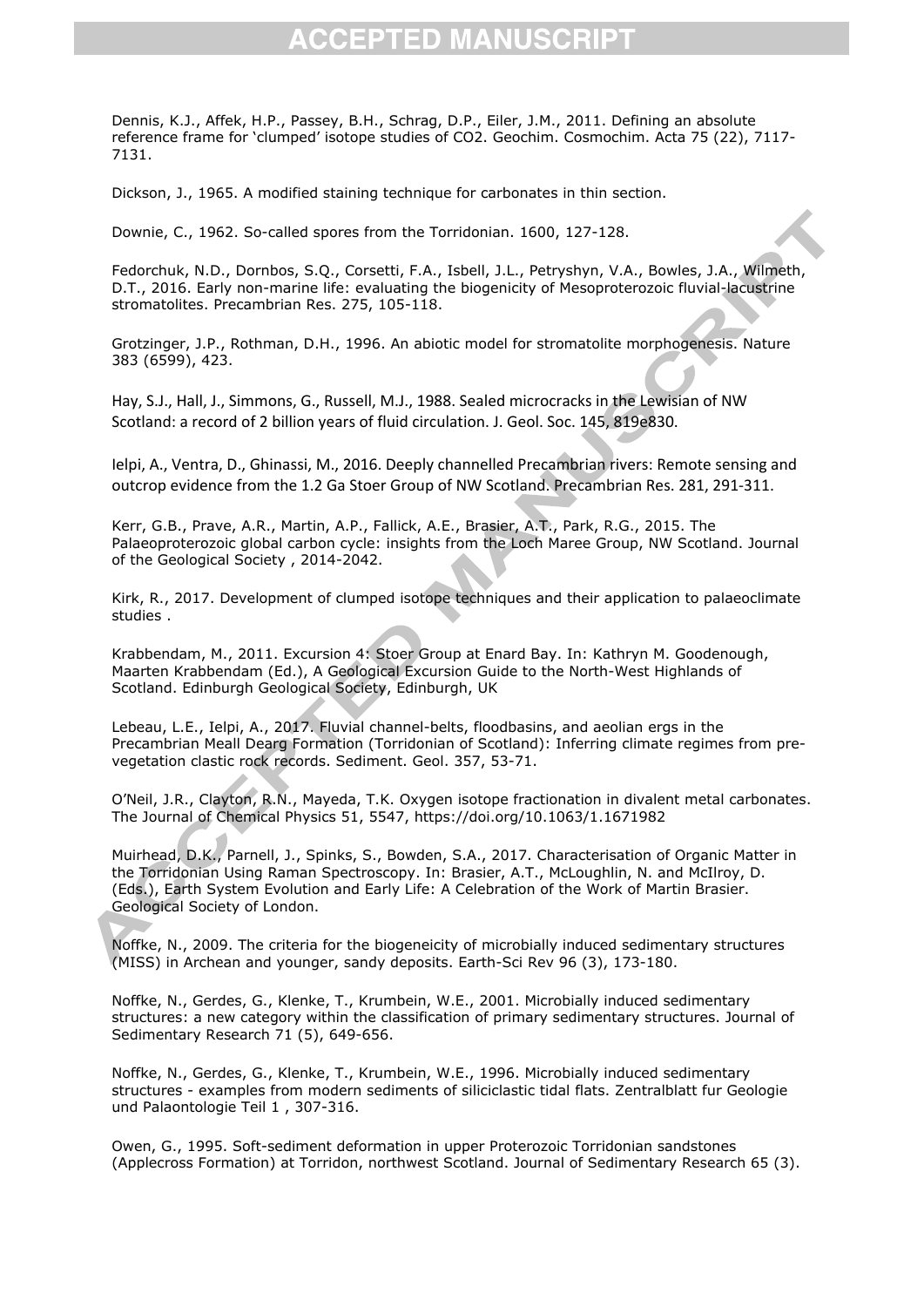Dennis, K.J., Affek, H.P., Passey, B.H., Schrag, D.P., Eiler, J.M., 2011. Defining an absolute reference frame for 'clumped' isotope studies of CO2. Geochim. Cosmochim. Acta 75 (22), 7117-7131.

Dickson, J., 1965. A modified staining technique for carbonates in thin section.

Downie, C., 1962. So-called spores from the Torridonian. 1600, 127-128.

Fedorchuk, N.D., Dornbos, S.Q., Corsetti, F.A., Isbell, J.L., Petryshyn, V.A., Bowles, J.A., Wilmeth, D.T., 2016. Early non-marine life: evaluating the biogenicity of Mesoproterozoic fluvial-lacustrine stromatolites. Precambrian Res. 275, 105-118.

Grotzinger, J.P., Rothman, D.H., 1996. An abiotic model for stromatolite morphogenesis. Nature 383 (6599), 423.

Hay, S.J., Hall, J., Simmons, G., Russell, M.J., 1988. Sealed microcracks in the Lewisian of NW Scotland: a record of 2 billion years of fluid circulation. J. Geol. Soc. 145, 819e830.

Ielpi, A., Ventra, D., Ghinassi, M., 2016. Deeply channelled Precambrian rivers: Remote sensing and outcrop evidence from the 1.2 Ga Stoer Group of NW Scotland. Precambrian Res. 281, 291-311.

Kerr, G.B., Prave, A.R., Martin, A.P., Fallick, A.E., Brasier, A.T., Park, R.G., 2015. The Palaeoproterozoic global carbon cycle: insights from the Loch Maree Group, NW Scotland. Journal of the Geological Society , 2014-2042.

Kirk, R., 2017. Development of clumped isotope techniques and their application to palaeoclimate studies .

Krabbendam, M., 2011. Excursion 4: Stoer Group at Enard Bay. In: Kathryn M. Goodenough, Maarten Krabbendam (Ed.), A Geological Excursion Guide to the North-West Highlands of Scotland. Edinburgh Geological Society, Edinburgh, UK

Lebeau, L.E., Ielpi, A., 2017. Fluvial channel-belts, floodbasins, and aeolian ergs in the Precambrian Meall Dearg Formation (Torridonian of Scotland): Inferring climate regimes from pre-vegetation clastic rock records. Sediment. Geol. 357, 53-71.

O'Neil, J.R., Clayton, R.N., Mayeda, T.K. Oxygen isotope fractionation in divalent metal carbonates. The Journal of Chemical Physics 51, 5547, https://doi.org/10.1063/1.1671982

Muirhead, D.K., Parnell, J., Spinks, S., Bowden, S.A., 2017. Characterisation of Organic Matter in the Torridonian Using Raman Spectroscopy. In: Brasier, A.T., McLoughlin, N. and McIlroy, D. (Eds.), Earth System Evolution and Early Life: A Celebration of the Work of Martin Brasier. Geological Society of London.

Noffke, N., 2009. The criteria for the biogeneicity of microbially induced sedimentary structures (MISS) in Archean and younger, sandy deposits. Earth-Sci Rev 96 (3), 173-180.

Noffke, N., Gerdes, G., Klenke, T., Krumbein, W.E., 2001. Microbially induced sedimentary structures: a new category within the classification of primary sedimentary structures. Journal of Sedimentary Research 71 (5), 649-656.

Noffke, N., Gerdes, G., Klenke, T., Krumbein, W.E., 1996. Microbially induced sedimentary structures - examples from modern sediments of siliciclastic tidal flats. Zentralblatt fur Geologie und Palaontologie Teil 1 , 307-316.

Owen, G., 1995. Soft-sediment deformation in upper Proterozoic Torridonian sandstones (Applecross Formation) at Torridon, northwest Scotland. Journal of Sedimentary Research 65 (3).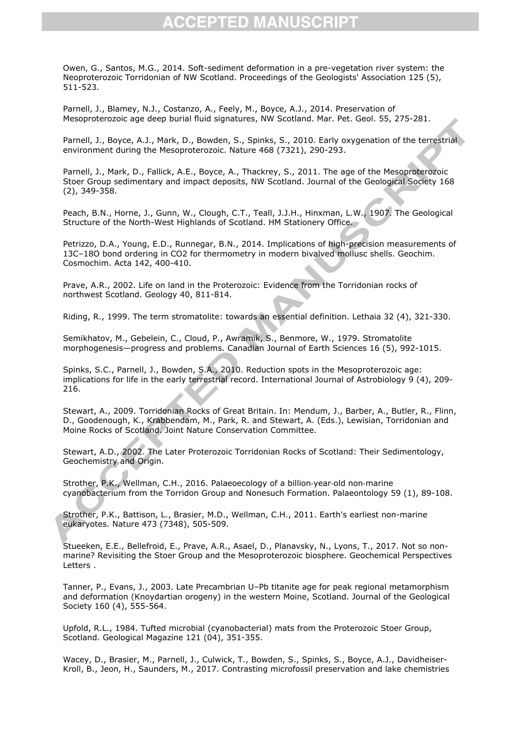Owen, G., Santos, M.G., 2014. Soft-sediment deformation in a pre-vegetation river system: the Neoproterozoic Torridonian of NW Scotland. Proceedings of the Geologists' Association 125 (5), 511-523.

Parnell, J., Blamey, N.J., Costanzo, A., Feely, M., Boyce, A.J., 2014. Preservation of Mesoproterozoic age deep burial fluid signatures, NW Scotland. Mar. Pet. Geol. 55, 275-281.

Parnell, J., Boyce, A.J., Mark, D., Bowden, S., Spinks, S., 2010. Early oxygenation of the terrestrial environment during the Mesoproterozoic. Nature 468 (7321), 290-293.

Parnell, J., Mark, D., Fallick, A.E., Boyce, A., Thackrey, S., 2011. The age of the Mesoproterozoic Stoer Group sedimentary and impact deposits, NW Scotland. Journal of the Geological Society 168 (2), 349-358.

Peach, B.N., Horne, J., Gunn, W., Clough, C.T., Teall, J.J.H., Hinxman, L.W., 1907. The Geological Structure of the North-West Highlands of Scotland. HM Stationery Office.

Petrizzo, D.A., Young, E.D., Runnegar, B.N., 2014. Implications of high-precision measurements of 13C–18O bond ordering in CO2 for thermometry in modern bivalved mollusc shells. Geochim. Cosmochim. Acta 142, 400-410.

Prave, A.R., 2002. Life on land in the Proterozoic: Evidence from the Torridonian rocks of northwest Scotland. Geology 40, 811-814.

Riding, R., 1999. The term stromatolite: towards an essential definition. Lethaia 32 (4), 321-330.

Semikhatov, M., Gebelein, C., Cloud, P., Awramik, S., Benmore, W., 1979. Stromatolite morphogenesis—progress and problems. Canadian Journal of Earth Sciences 16 (5), 992-1015.

Spinks, S.C., Parnell, J., Bowden, S.A., 2010. Reduction spots in the Mesoproterozoic age: implications for life in the early terrestrial record. International Journal of Astrobiology 9 (4), 209-216.

Stewart, A., 2009. Torridonian Rocks of Great Britain. In: Mendum, J., Barber, A., Butler, R., Flinn, D., Goodenough, K., Krabbendam, M., Park, R. and Stewart, A. (Eds.), Lewisian, Torridonian and Moine Rocks of Scotland. Joint Nature Conservation Committee.

Stewart, A.D., 2002. The Later Proterozoic Torridonian Rocks of Scotland: Their Sedimentology, Geochemistry and Origin.

Strother, P.K., Wellman, C.H., 2016. Palaeoecology of a billion-year-old non-marine cyanobacterium from the Torridon Group and Nonesuch Formation. Palaeontology 59 (1), 89-108.

Strother, P.K., Battison, L., Brasier, M.D., Wellman, C.H., 2011. Earth's earliest non-marine eukaryotes. Nature 473 (7348), 505-509.

Stueeken, E.E., Bellefroid, E., Prave, A.R., Asael, D., Planavsky, N., Lyons, T., 2017. Not so non-marine? Revisiting the Stoer Group and the Mesoproterozoic biosphere. Geochemical Perspectives Letters .

Tanner, P., Evans, J., 2003. Late Precambrian U–Pb titanite age for peak regional metamorphism and deformation (Knoydartian orogeny) in the western Moine, Scotland. Journal of the Geological Society 160 (4), 555-564.

Upfold, R.L., 1984. Tufted microbial (cyanobacterial) mats from the Proterozoic Stoer Group, Scotland. Geological Magazine 121 (04), 351-355.

Wacey, D., Brasier, M., Parnell, J., Culwick, T., Bowden, S., Spinks, S., Boyce, A.J., Davidheiser-Kroll, B., Jeon, H., Saunders, M., 2017. Contrasting microfossil preservation and lake chemistries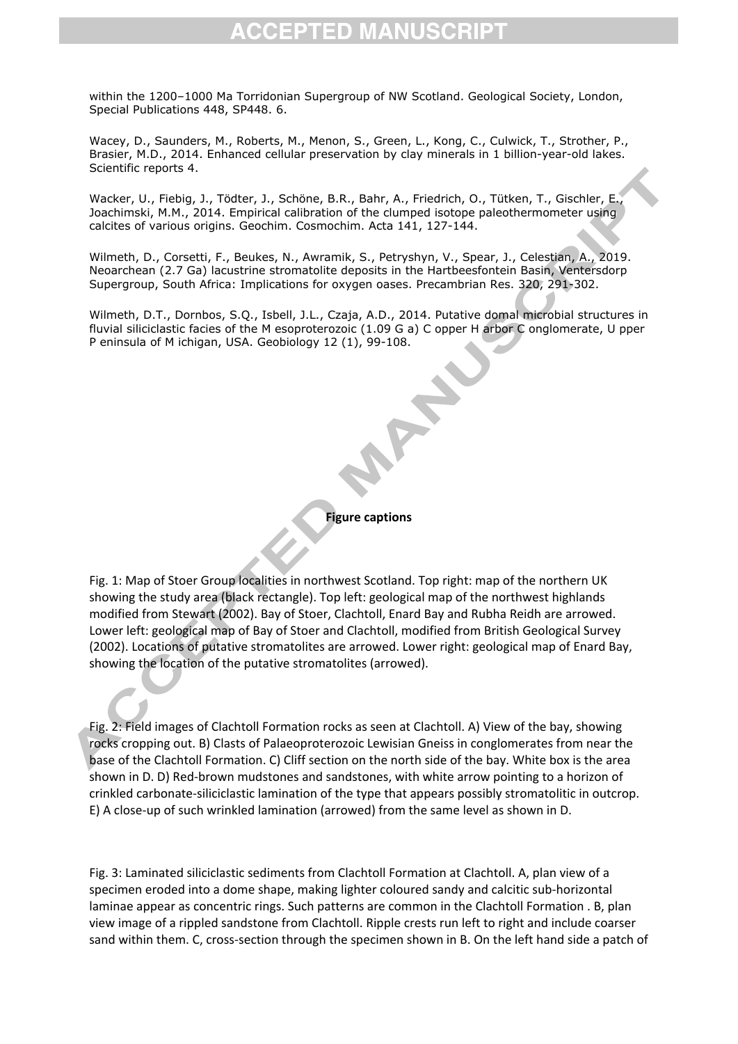within the 1200–1000 Ma Torridonian Supergroup of NW Scotland. Geological Society, London, Special Publications 448, SP448. 6.

Wacey, D., Saunders, M., Roberts, M., Menon, S., Green, L., Kong, C., Culwick, T., Strother, P., Brasier, M.D., 2014. Enhanced cellular preservation by clay minerals in 1 billion-year-old lakes. Scientific reports 4.

Wacker, U., Fiebig, J., Tödter, J., Schöne, B.R., Bahr, A., Friedrich, O., Tütken, T., Gischler, E., Joachimski, M.M., 2014. Empirical calibration of the clumped isotope paleothermometer using calcites of various origins. Geochim. Cosmochim. Acta 141, 127-144.

Wilmeth, D., Corsetti, F., Beukes, N., Awramik, S., Petryshyn, V., Spear, J., Celestian, A., 2019. Neoarchean (2.7 Ga) lacustrine stromatolite deposits in the Hartbeesfontein Basin, Ventersdorp Supergroup, South Africa: Implications for oxygen oases. Precambrian Res. 320, 291-302.

Wilmeth, D.T., Dornbos, S.Q., Isbell, J.L., Czaja, A.D., 2014. Putative domal microbial structures in fluvial siliciclastic facies of the M esoproterozoic (1.09 G a) C opper H arbor C onglomerate, U pper P eninsula of M ichigan, USA. Geobiology 12 (1), 99-108.

**Figure captions**

Fig. 1: Map of Stoer Group localities in northwest Scotland. Top right: map of the northern UK showing the study area (black rectangle). Top left: geological map of the northwest highlands modified from Stewart (2002). Bay of Stoer, Clachtoll, Enard Bay and Rubha Reidh are arrowed. Lower left: geological map of Bay of Stoer and Clachtoll, modified from British Geological Survey (2002). Locations of putative stromatolites are arrowed. Lower right: geological map of Enard Bay, showing the location of the putative stromatolites (arrowed).

Fig. 2: Field images of Clachtoll Formation rocks as seen at Clachtoll. A) View of the bay, showing rocks cropping out. B) Clasts of Palaeoproterozoic Lewisian Gneiss in conglomerates from near the base of the Clachtoll Formation. C) Cliff section on the north side of the bay. White box is the area shown in D. D) Red-brown mudstones and sandstones, with white arrow pointing to a horizon of crinkled carbonate-siliciclastic lamination of the type that appears possibly stromatolitic in outcrop. E) A close-up of such wrinkled lamination (arrowed) from the same level as shown in D.

Fig. 3: Laminated siliciclastic sediments from Clachtoll Formation at Clachtoll. A, plan view of a specimen eroded into a dome shape, making lighter coloured sandy and calcitic sub-horizontal laminae appear as concentric rings. Such patterns are common in the Clachtoll Formation . B, plan view image of a rippled sandstone from Clachtoll. Ripple crests run left to right and include coarser sand within them. C, cross-section through the specimen shown in B. On the left hand side a patch of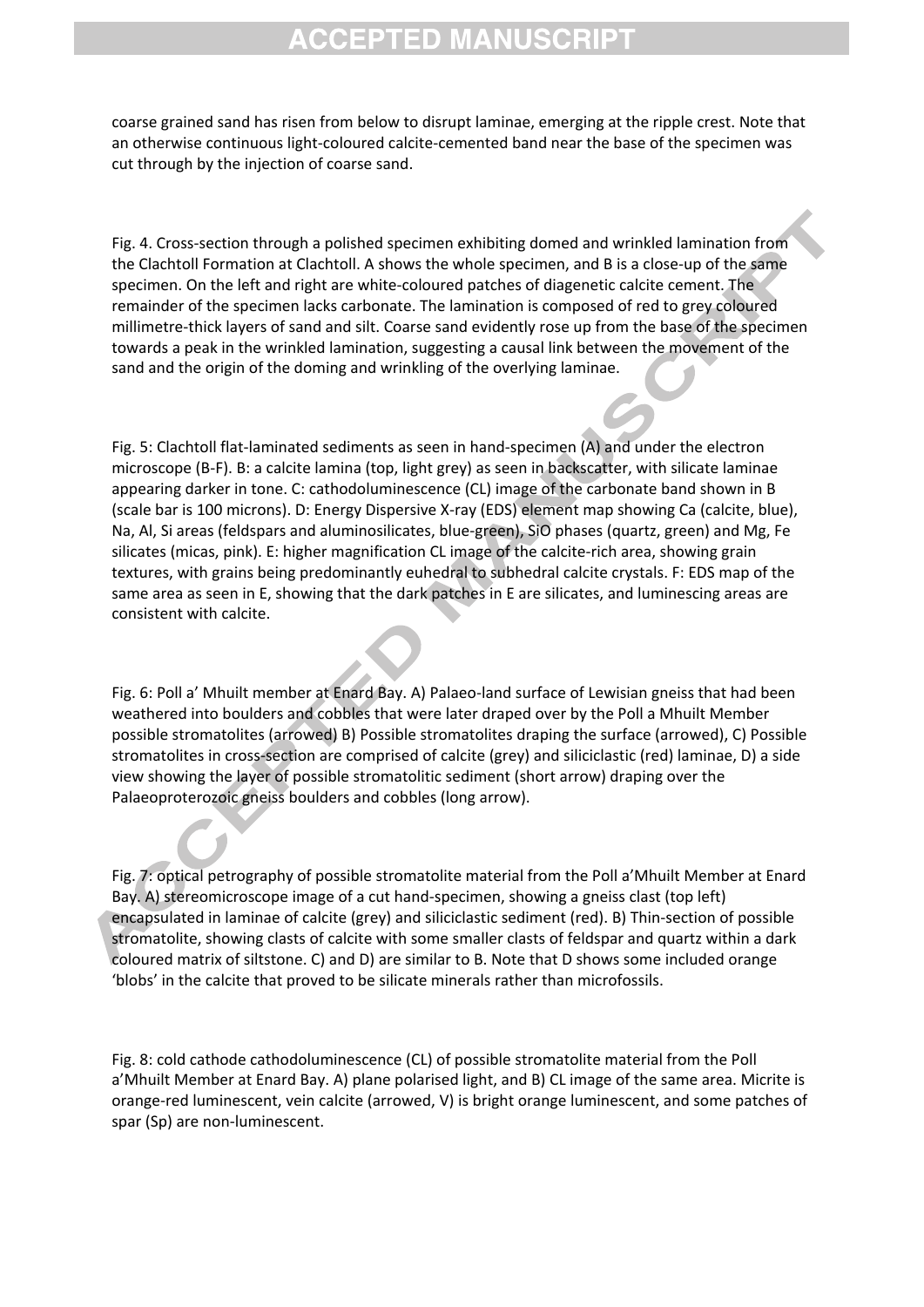coarse grained sand has risen from below to disrupt laminae, emerging at the ripple crest. Note that an otherwise continuous light-coloured calcite-cemented band near the base of the specimen was cut through by the injection of coarse sand.

Fig. 4. Cross-section through a polished specimen exhibiting domed and wrinkled lamination from the Clachtoll Formation at Clachtoll. A shows the whole specimen, and B is a close-up of the same specimen. On the left and right are white-coloured patches of diagenetic calcite cement. The remainder of the specimen lacks carbonate. The lamination is composed of red to grey coloured millimetre-thick layers of sand and silt. Coarse sand evidently rose up from the base of the specimen towards a peak in the wrinkled lamination, suggesting a causal link between the movement of the sand and the origin of the doming and wrinkling of the overlying laminae.

Fig. 5: Clachtoll flat-laminated sediments as seen in hand-specimen (A) and under the electron microscope (B-F). B: a calcite lamina (top, light grey) as seen in backscatter, with silicate laminae appearing darker in tone. C: cathodoluminescence (CL) image of the carbonate band shown in B (scale bar is 100 microns). D: Energy Dispersive X-ray (EDS) element map showing Ca (calcite, blue), Na, Al, Si areas (feldspars and aluminosilicates, blue-green), SiO phases (quartz, green) and Mg, Fe silicates (micas, pink). E: higher magnification CL image of the calcite-rich area, showing grain textures, with grains being predominantly euhedral to subhedral calcite crystals. F: EDS map of the same area as seen in E, showing that the dark patches in E are silicates, and luminescing areas are consistent with calcite.

Fig. 6: Poll a' Mhuilt member at Enard Bay. A) Palaeo-land surface of Lewisian gneiss that had been weathered into boulders and cobbles that were later draped over by the Poll a Mhuilt Member possible stromatolites (arrowed) B) Possible stromatolites draping the surface (arrowed), C) Possible stromatolites in cross-section are comprised of calcite (grey) and siliciclastic (red) laminae, D) a side view showing the layer of possible stromatolitic sediment (short arrow) draping over the Palaeoproterozoic gneiss boulders and cobbles (long arrow).

Fig. 7: optical petrography of possible stromatolite material from the Poll a'Mhuilt Member at Enard Bay. A) stereomicroscope image of a cut hand-specimen, showing a gneiss clast (top left) encapsulated in laminae of calcite (grey) and siliciclastic sediment (red). B) Thin-section of possible stromatolite, showing clasts of calcite with some smaller clasts of feldspar and quartz within a dark coloured matrix of siltstone. C) and D) are similar to B. Note that D shows some included orange 'blobs' in the calcite that proved to be silicate minerals rather than microfossils.

Fig. 8: cold cathode cathodoluminescence (CL) of possible stromatolite material from the Poll a'Mhuilt Member at Enard Bay. A) plane polarised light, and B) CL image of the same area. Micrite is orange-red luminescent, vein calcite (arrowed, V) is bright orange luminescent, and some patches of spar (Sp) are non-luminescent.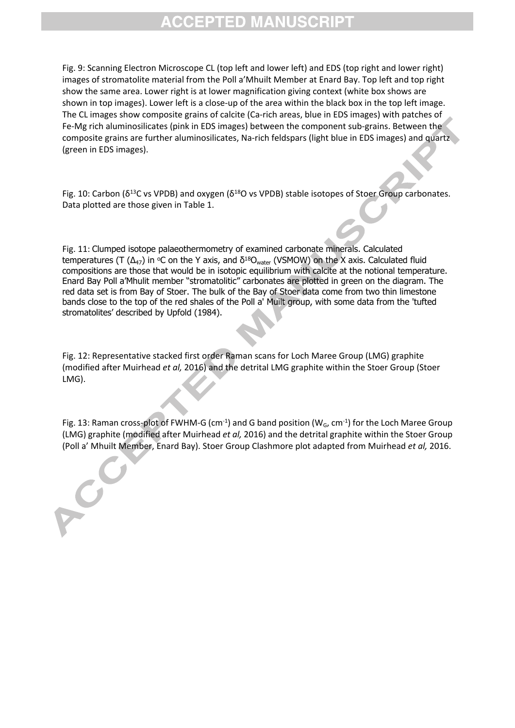Fig. 9: Scanning Electron Microscope CL (top left and lower left) and EDS (top right and lower right) images of stromatolite material from the Poll a'Mhuilt Member at Enard Bay. Top left and top right show the same area. Lower right is at lower magnification giving context (white box shows are shown in top images). Lower left is a close-up of the area within the black box in the top left image. The CL images show composite grains of calcite (Ca-rich areas, blue in EDS images) with patches of Fe-Mg rich aluminosilicates (pink in EDS images) between the component sub-grains. Between the composite grains are further aluminosilicates, Na-rich feldspars (light blue in EDS images) and quartz (green in EDS images).

Fig. 10: Carbon ($\delta^{13}C$ vs VPDB) and oxygen ($\delta^{18}O$ vs VPDB) stable isotopes of Stoer Group carbonates. Data plotted are those given in Table 1.

Fig. 11: Clumped isotope palaeothermometry of examined carbonate minerals. Calculated temperatures (T ($\Delta_{47}$) in $^{o}C$ on the Y axis, and $\delta^{18}O_{water}$ (VSMOW) on the X axis. Calculated fluid compositions are those that would be in isotopic equilibrium with calcite at the notional temperature. Enard Bay Poll a'Mhulit member "stromatolitic" carbonates are plotted in green on the diagram. The red data set is from Bay of Stoer. The bulk of the Bay of Stoer data come from two thin limestone bands close to the top of the red shales of the Poll a' Muilt group, with some data from the 'tufted stromatolites' described by Upfold (1984).

Fig. 12: Representative stacked first order Raman scans for Loch Maree Group (LMG) graphite (modified after Muirhead *et al,* 2016) and the detrital LMG graphite within the Stoer Group (Stoer LMG).

Fig. 13: Raman cross-plot of FWHM-G ($cm^{-1}$) and G band position ($W_G$, $cm^{-1}$) for the Loch Maree Group (LMG) graphite (modified after Muirhead *et al,* 2016) and the detrital graphite within the Stoer Group (Poll a' Mhuilt Member, Enard Bay). Stoer Group Clashmore plot adapted from Muirhead *et al,* 2016.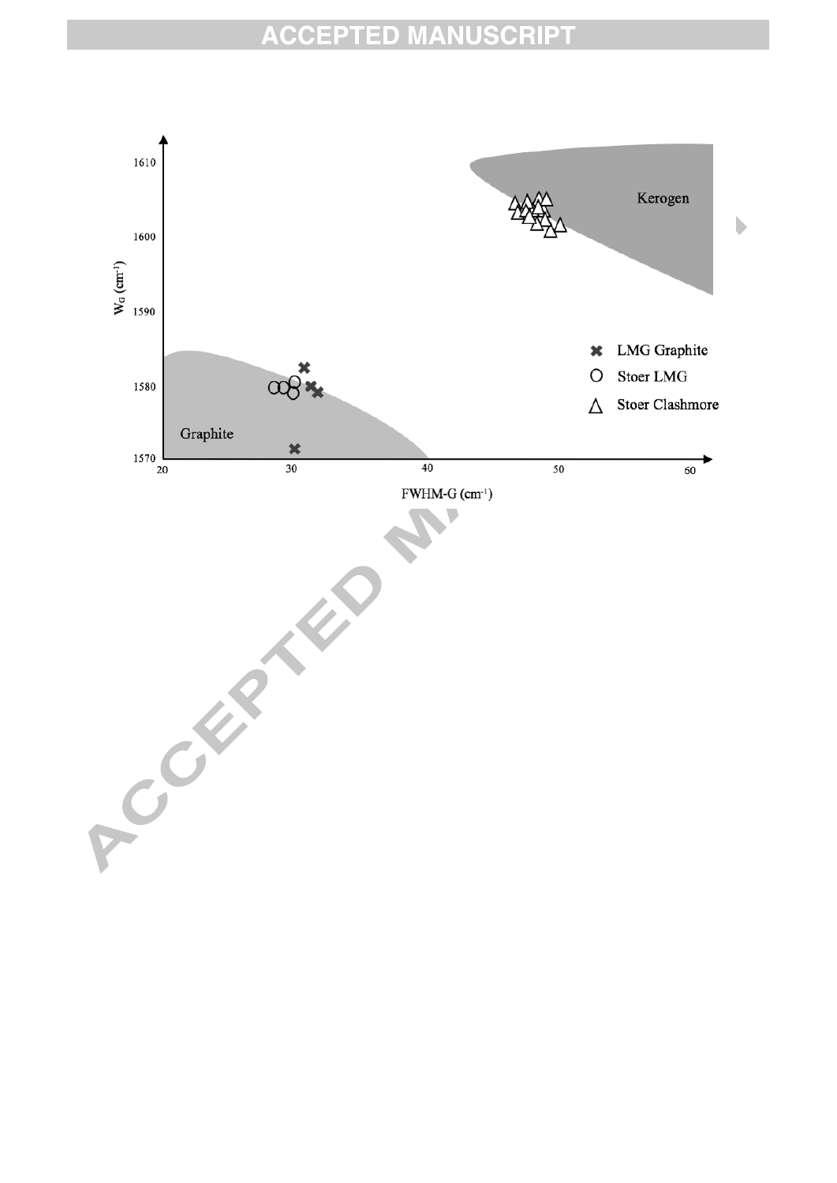$W_G$ (cm$^{-1}$)

1610

1600

1590

1580

1570

20

30

40

50

60

FWHM-G (cm$^{-1}$)

Kerogen

Graphite

LMG Graphite

Stoer LMG

Stoer Clashmore